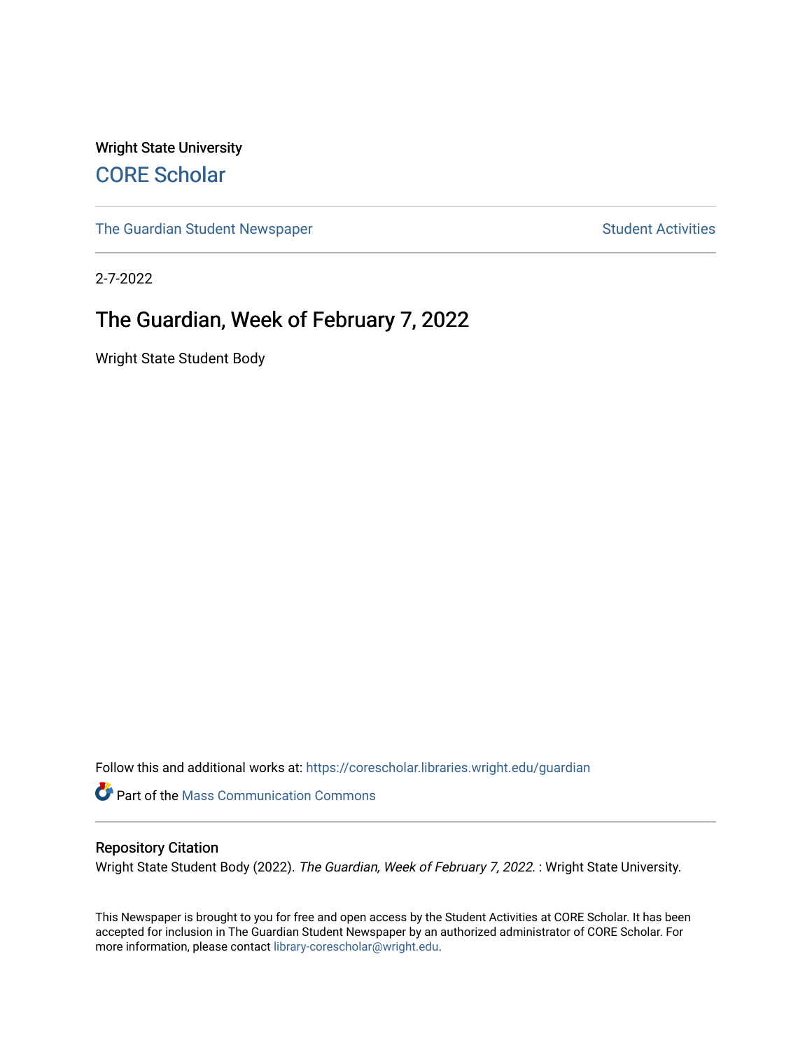Wright State University

# CORE Scholar

The Guardian Student Newspaper | Student Activities

2-7-2022

## The Guardian, Week of February 7, 2022

Wright State Student Body

Follow this and additional works at: https://corescholar.libraries.wright.edu/guardian

Part of the Mass Communication Commons

### Repository Citation

Wright State Student Body (2022). *The Guardian, Week of February 7, 2022.* : Wright State University.

This Newspaper is brought to you for free and open access by the Student Activities at CORE Scholar. It has been accepted for inclusion in The Guardian Student Newspaper by an authorized administrator of CORE Scholar. For more information, please contact library-corescholar@wright.edu.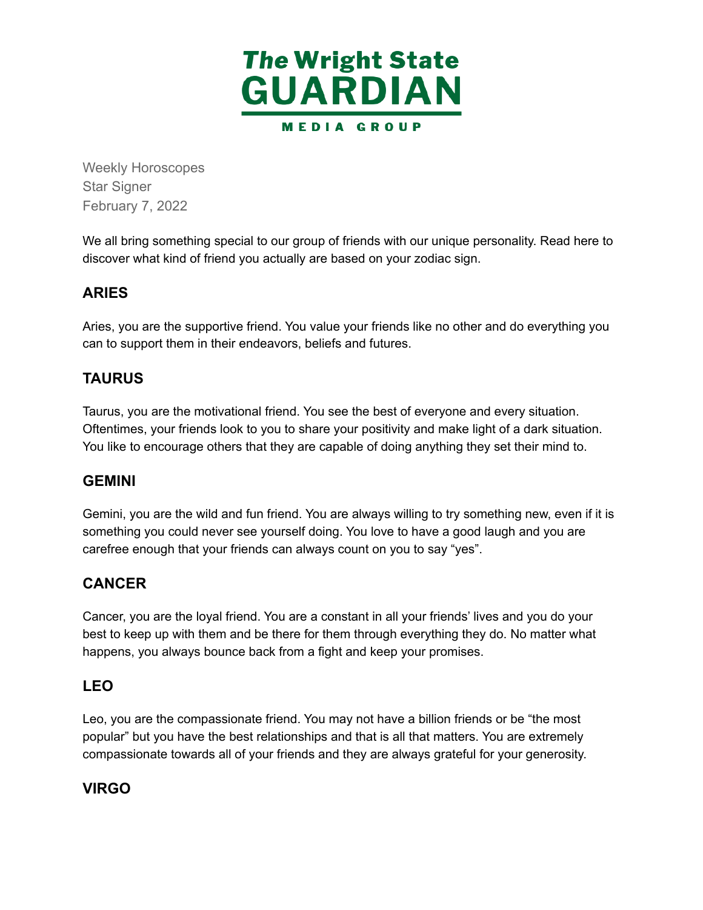# The Wright State GUARDIAN

MEDIA GROUP

Weekly Horoscopes
Star Signer
February 7, 2022

We all bring something special to our group of friends with our unique personality. Read here to discover what kind of friend you actually are based on your zodiac sign.

## ARIES

Aries, you are the supportive friend. You value your friends like no other and do everything you can to support them in their endeavors, beliefs and futures.

## TAURUS

Taurus, you are the motivational friend. You see the best of everyone and every situation. Oftentimes, your friends look to you to share your positivity and make light of a dark situation. You like to encourage others that they are capable of doing anything they set their mind to.

## GEMINI

Gemini, you are the wild and fun friend. You are always willing to try something new, even if it is something you could never see yourself doing. You love to have a good laugh and you are carefree enough that your friends can always count on you to say “yes”.

## CANCER

Cancer, you are the loyal friend. You are a constant in all your friends’ lives and you do your best to keep up with them and be there for them through everything they do. No matter what happens, you always bounce back from a fight and keep your promises.

## LEO

Leo, you are the compassionate friend. You may not have a billion friends or be “the most popular” but you have the best relationships and that is all that matters. You are extremely compassionate towards all of your friends and they are always grateful for your generosity.

## VIRGO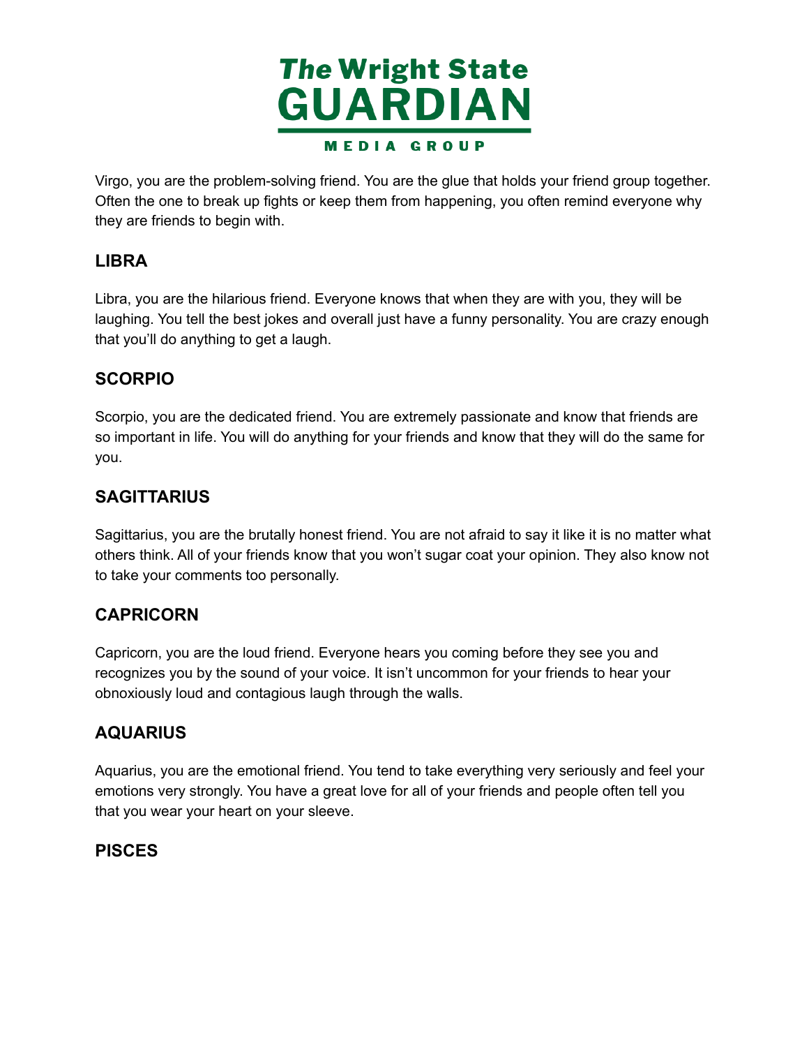Virgo, you are the problem-solving friend. You are the glue that holds your friend group together. Often the one to break up fights or keep them from happening, you often remind everyone why they are friends to begin with.

## LIBRA

Libra, you are the hilarious friend. Everyone knows that when they are with you, they will be laughing. You tell the best jokes and overall just have a funny personality. You are crazy enough that you'll do anything to get a laugh.

## SCORPIO

Scorpio, you are the dedicated friend. You are extremely passionate and know that friends are so important in life. You will do anything for your friends and know that they will do the same for you.

## SAGITTARIUS

Sagittarius, you are the brutally honest friend. You are not afraid to say it like it is no matter what others think. All of your friends know that you won't sugar coat your opinion. They also know not to take your comments too personally.

## CAPRICORN

Capricorn, you are the loud friend. Everyone hears you coming before they see you and recognizes you by the sound of your voice. It isn't uncommon for your friends to hear your obnoxiously loud and contagious laugh through the walls.

## AQUARIUS

Aquarius, you are the emotional friend. You tend to take everything very seriously and feel your emotions very strongly. You have a great love for all of your friends and people often tell you that you wear your heart on your sleeve.

## PISCES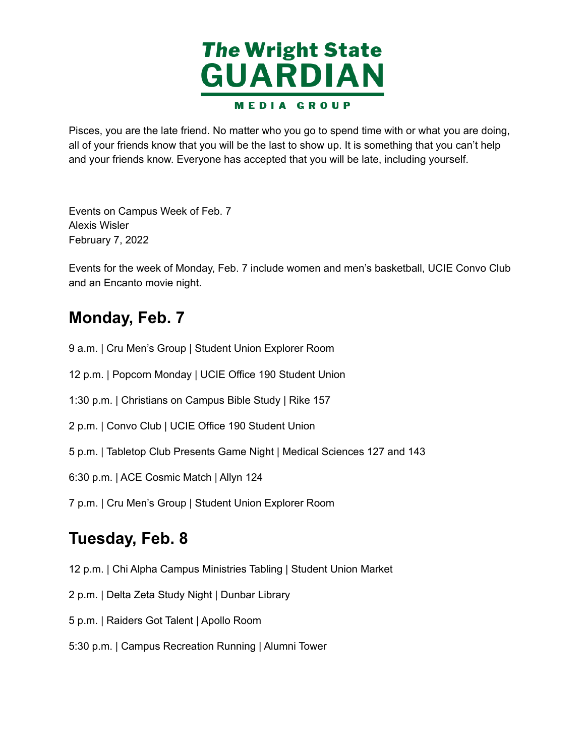Pisces, you are the late friend. No matter who you go to spend time with or what you are doing, all of your friends know that you will be the last to show up. It is something that you can't help and your friends know. Everyone has accepted that you will be late, including yourself.

Events on Campus Week of Feb. 7
Alexis Wisler
February 7, 2022

Events for the week of Monday, Feb. 7 include women and men's basketball, UCIE Convo Club and an Encanto movie night.

## Monday, Feb. 7

9 a.m. | Cru Men's Group | Student Union Explorer Room

12 p.m. | Popcorn Monday | UCIE Office 190 Student Union

1:30 p.m. | Christians on Campus Bible Study | Rike 157

2 p.m. | Convo Club | UCIE Office 190 Student Union

5 p.m. | Tabletop Club Presents Game Night | Medical Sciences 127 and 143

6:30 p.m. | ACE Cosmic Match | Allyn 124

7 p.m. | Cru Men's Group | Student Union Explorer Room

## Tuesday, Feb. 8

12 p.m. | Chi Alpha Campus Ministries Tabling | Student Union Market

2 p.m. | Delta Zeta Study Night | Dunbar Library

5 p.m. | Raiders Got Talent | Apollo Room

5:30 p.m. | Campus Recreation Running | Alumni Tower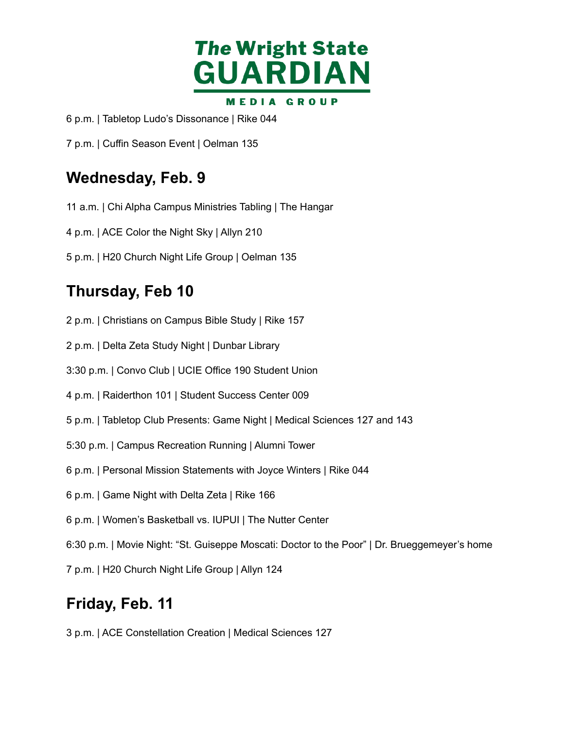6 p.m. | Tabletop Ludo's Dissonance | Rike 044

7 p.m. | Cuffin Season Event | Oelman 135

## Wednesday, Feb. 9

11 a.m. | Chi Alpha Campus Ministries Tabling | The Hangar

4 p.m. | ACE Color the Night Sky | Allyn 210

5 p.m. | H20 Church Night Life Group | Oelman 135

## Thursday, Feb 10

2 p.m. | Christians on Campus Bible Study | Rike 157

2 p.m. | Delta Zeta Study Night | Dunbar Library

3:30 p.m. | Convo Club | UCIE Office 190 Student Union

4 p.m. | Raiderthon 101 | Student Success Center 009

5 p.m. | Tabletop Club Presents: Game Night | Medical Sciences 127 and 143

5:30 p.m. | Campus Recreation Running | Alumni Tower

6 p.m. | Personal Mission Statements with Joyce Winters | Rike 044

6 p.m. | Game Night with Delta Zeta | Rike 166

6 p.m. | Women's Basketball vs. IUPUI | The Nutter Center

6:30 p.m. | Movie Night: "St. Guiseppe Moscati: Doctor to the Poor" | Dr. Brueggemeyer's home

7 p.m. | H20 Church Night Life Group | Allyn 124

## Friday, Feb. 11

3 p.m. | ACE Constellation Creation | Medical Sciences 127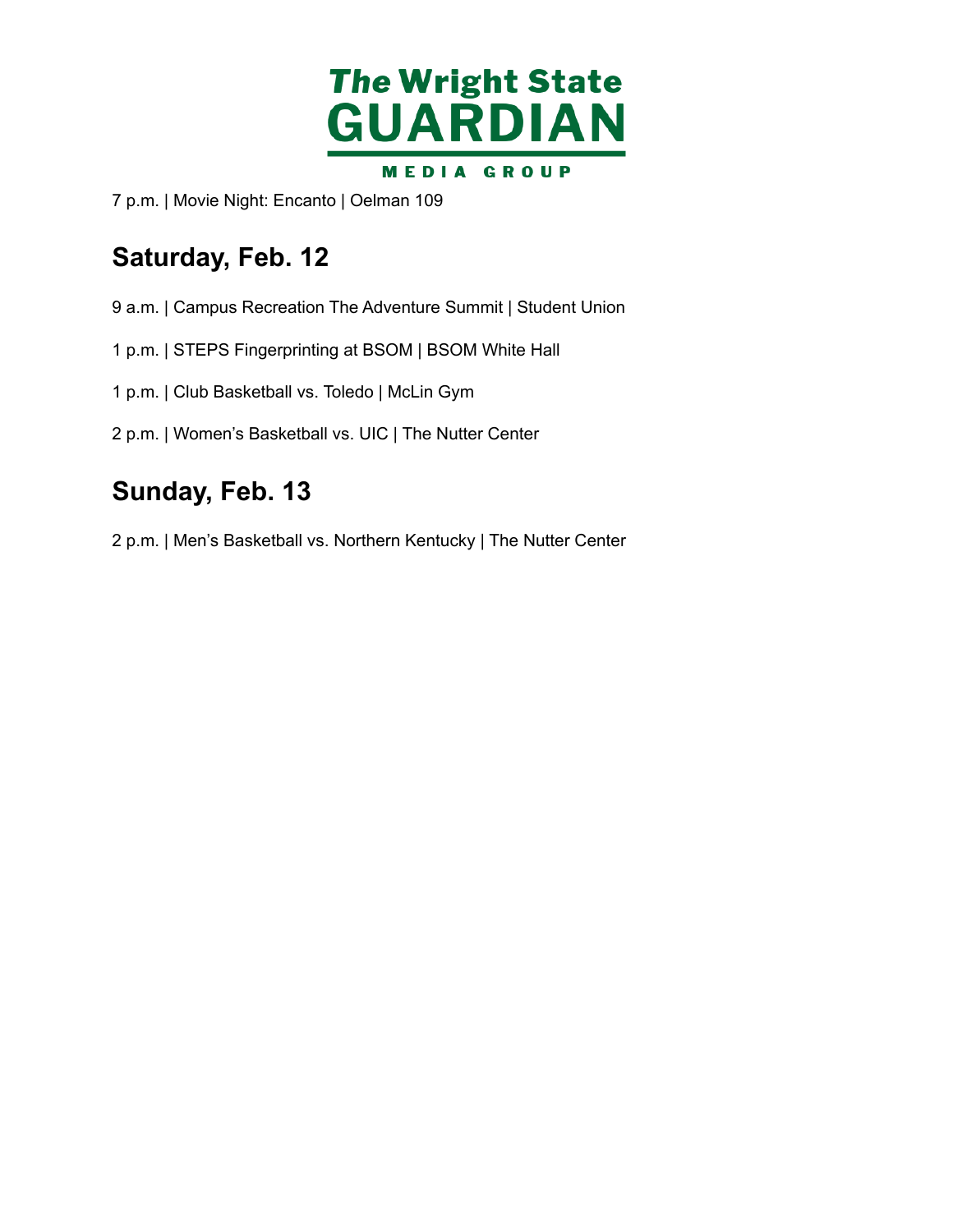7 p.m. | Movie Night: Encanto | Oelman 109

## Saturday, Feb. 12

9 a.m. | Campus Recreation The Adventure Summit | Student Union

1 p.m. | STEPS Fingerprinting at BSOM | BSOM White Hall

1 p.m. | Club Basketball vs. Toledo | McLin Gym

2 p.m. | Women's Basketball vs. UIC | The Nutter Center

## Sunday, Feb. 13

2 p.m. | Men's Basketball vs. Northern Kentucky | The Nutter Center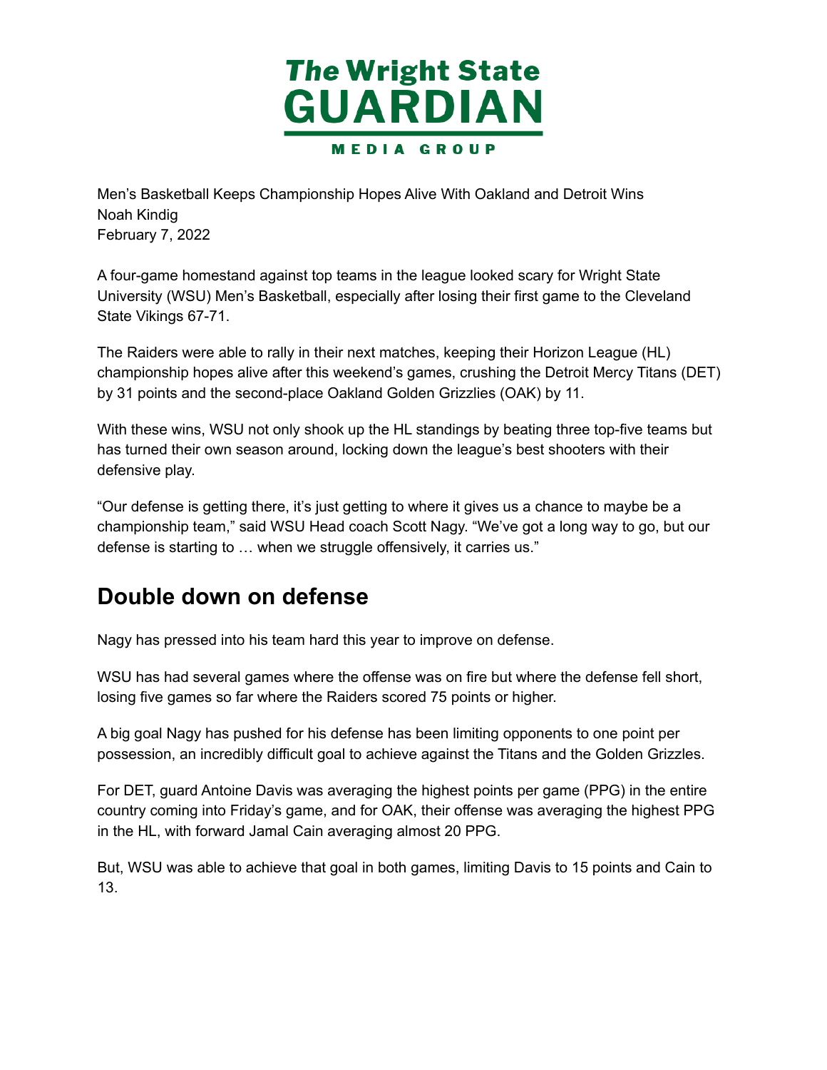Men's Basketball Keeps Championship Hopes Alive With Oakland and Detroit Wins
Noah Kindig
February 7, 2022

A four-game homestand against top teams in the league looked scary for Wright State University (WSU) Men's Basketball, especially after losing their first game to the Cleveland State Vikings 67-71.

The Raiders were able to rally in their next matches, keeping their Horizon League (HL) championship hopes alive after this weekend's games, crushing the Detroit Mercy Titans (DET) by 31 points and the second-place Oakland Golden Grizzlies (OAK) by 11.

With these wins, WSU not only shook up the HL standings by beating three top-five teams but has turned their own season around, locking down the league's best shooters with their defensive play.

"Our defense is getting there, it's just getting to where it gives us a chance to maybe be a championship team," said WSU Head coach Scott Nagy. "We've got a long way to go, but our defense is starting to … when we struggle offensively, it carries us."

## Double down on defense

Nagy has pressed into his team hard this year to improve on defense.

WSU has had several games where the offense was on fire but where the defense fell short, losing five games so far where the Raiders scored 75 points or higher.

A big goal Nagy has pushed for his defense has been limiting opponents to one point per possession, an incredibly difficult goal to achieve against the Titans and the Golden Grizzles.

For DET, guard Antoine Davis was averaging the highest points per game (PPG) in the entire country coming into Friday's game, and for OAK, their offense was averaging the highest PPG in the HL, with forward Jamal Cain averaging almost 20 PPG.

But, WSU was able to achieve that goal in both games, limiting Davis to 15 points and Cain to 13.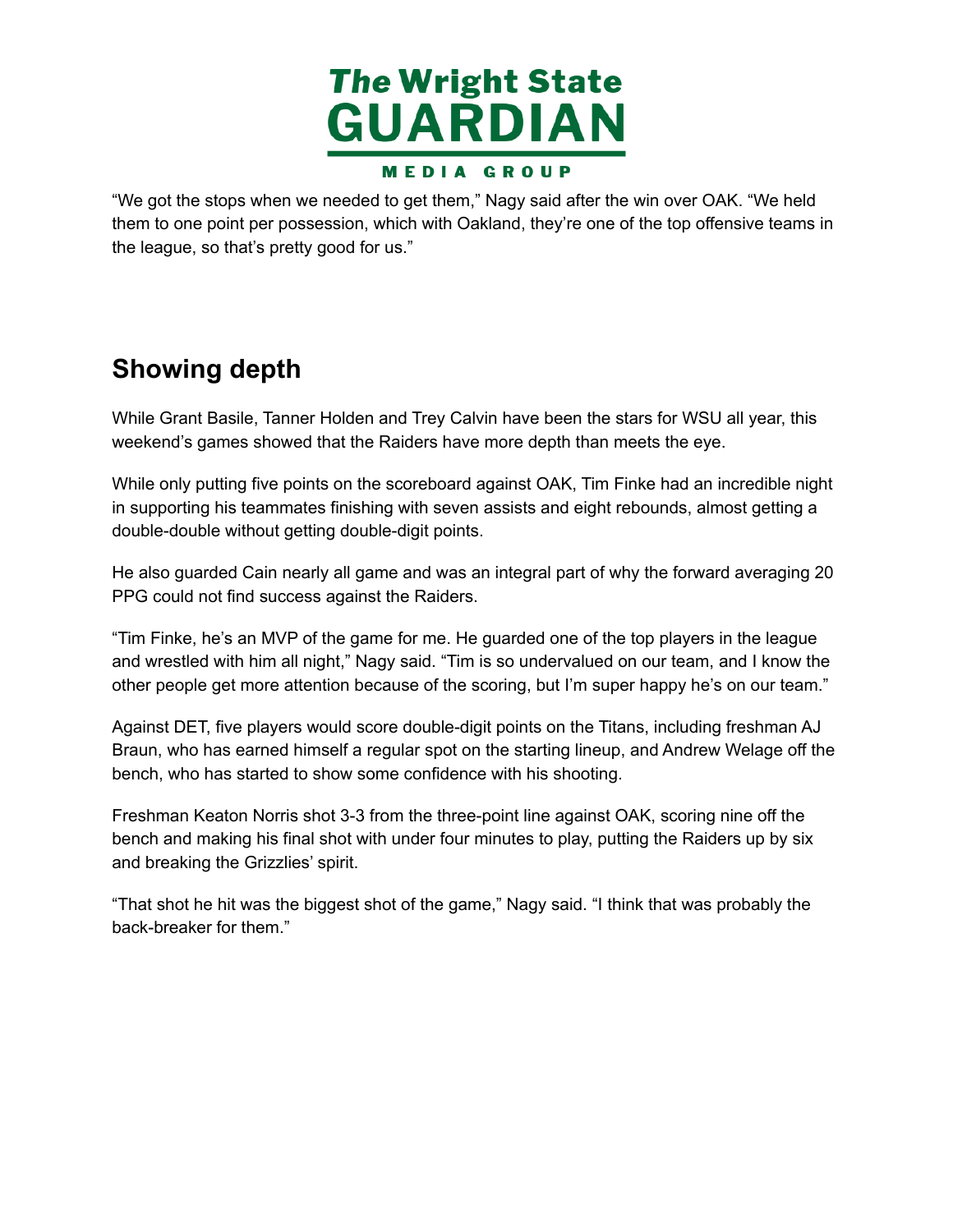"We got the stops when we needed to get them," Nagy said after the win over OAK. "We held them to one point per possession, which with Oakland, they're one of the top offensive teams in the league, so that's pretty good for us."

## Showing depth

While Grant Basile, Tanner Holden and Trey Calvin have been the stars for WSU all year, this weekend's games showed that the Raiders have more depth than meets the eye.

While only putting five points on the scoreboard against OAK, Tim Finke had an incredible night in supporting his teammates finishing with seven assists and eight rebounds, almost getting a double-double without getting double-digit points.

He also guarded Cain nearly all game and was an integral part of why the forward averaging 20 PPG could not find success against the Raiders.

"Tim Finke, he's an MVP of the game for me. He guarded one of the top players in the league and wrestled with him all night," Nagy said. "Tim is so undervalued on our team, and I know the other people get more attention because of the scoring, but I'm super happy he's on our team."

Against DET, five players would score double-digit points on the Titans, including freshman AJ Braun, who has earned himself a regular spot on the starting lineup, and Andrew Welage off the bench, who has started to show some confidence with his shooting.

Freshman Keaton Norris shot 3-3 from the three-point line against OAK, scoring nine off the bench and making his final shot with under four minutes to play, putting the Raiders up by six and breaking the Grizzlies' spirit.

"That shot he hit was the biggest shot of the game," Nagy said. "I think that was probably the back-breaker for them."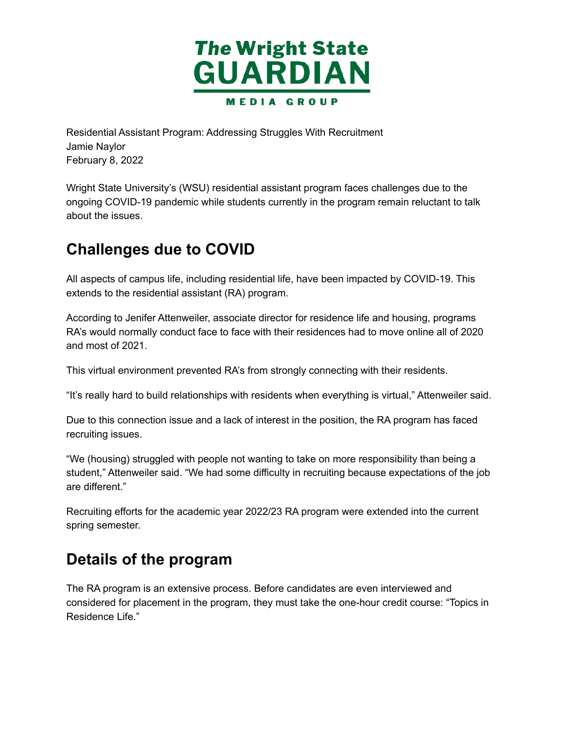The Wright State GUARDIAN MEDIA GROUP

Residential Assistant Program: Addressing Struggles With Recruitment
Jamie Naylor
February 8, 2022

Wright State University's (WSU) residential assistant program faces challenges due to the ongoing COVID-19 pandemic while students currently in the program remain reluctant to talk about the issues.

## Challenges due to COVID

All aspects of campus life, including residential life, have been impacted by COVID-19. This extends to the residential assistant (RA) program.

According to Jenifer Attenweiler, associate director for residence life and housing, programs RA's would normally conduct face to face with their residences had to move online all of 2020 and most of 2021.

This virtual environment prevented RA's from strongly connecting with their residents.

"It's really hard to build relationships with residents when everything is virtual," Attenweiler said.

Due to this connection issue and a lack of interest in the position, the RA program has faced recruiting issues.

"We (housing) struggled with people not wanting to take on more responsibility than being a student," Attenweiler said. "We had some difficulty in recruiting because expectations of the job are different."

Recruiting efforts for the academic year 2022/23 RA program were extended into the current spring semester.

## Details of the program

The RA program is an extensive process. Before candidates are even interviewed and considered for placement in the program, they must take the one-hour credit course: "Topics in Residence Life."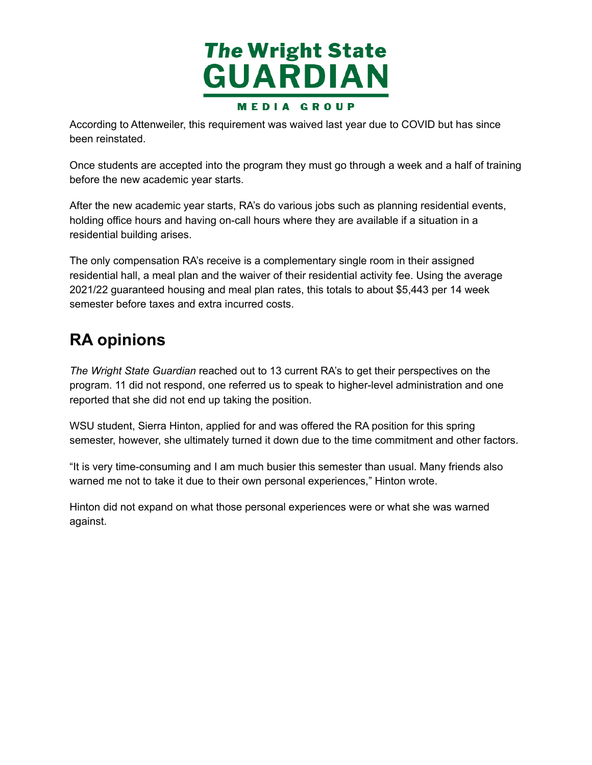According to Attenweiler, this requirement was waived last year due to COVID but has since been reinstated.

Once students are accepted into the program they must go through a week and a half of training before the new academic year starts.

After the new academic year starts, RA's do various jobs such as planning residential events, holding office hours and having on-call hours where they are available if a situation in a residential building arises.

The only compensation RA's receive is a complementary single room in their assigned residential hall, a meal plan and the waiver of their residential activity fee. Using the average 2021/22 guaranteed housing and meal plan rates, this totals to about $5,443 per 14 week semester before taxes and extra incurred costs.

## RA opinions

*The Wright State Guardian* reached out to 13 current RA's to get their perspectives on the program. 11 did not respond, one referred us to speak to higher-level administration and one reported that she did not end up taking the position.

WSU student, Sierra Hinton, applied for and was offered the RA position for this spring semester, however, she ultimately turned it down due to the time commitment and other factors.

"It is very time-consuming and I am much busier this semester than usual. Many friends also warned me not to take it due to their own personal experiences," Hinton wrote.

Hinton did not expand on what those personal experiences were or what she was warned against.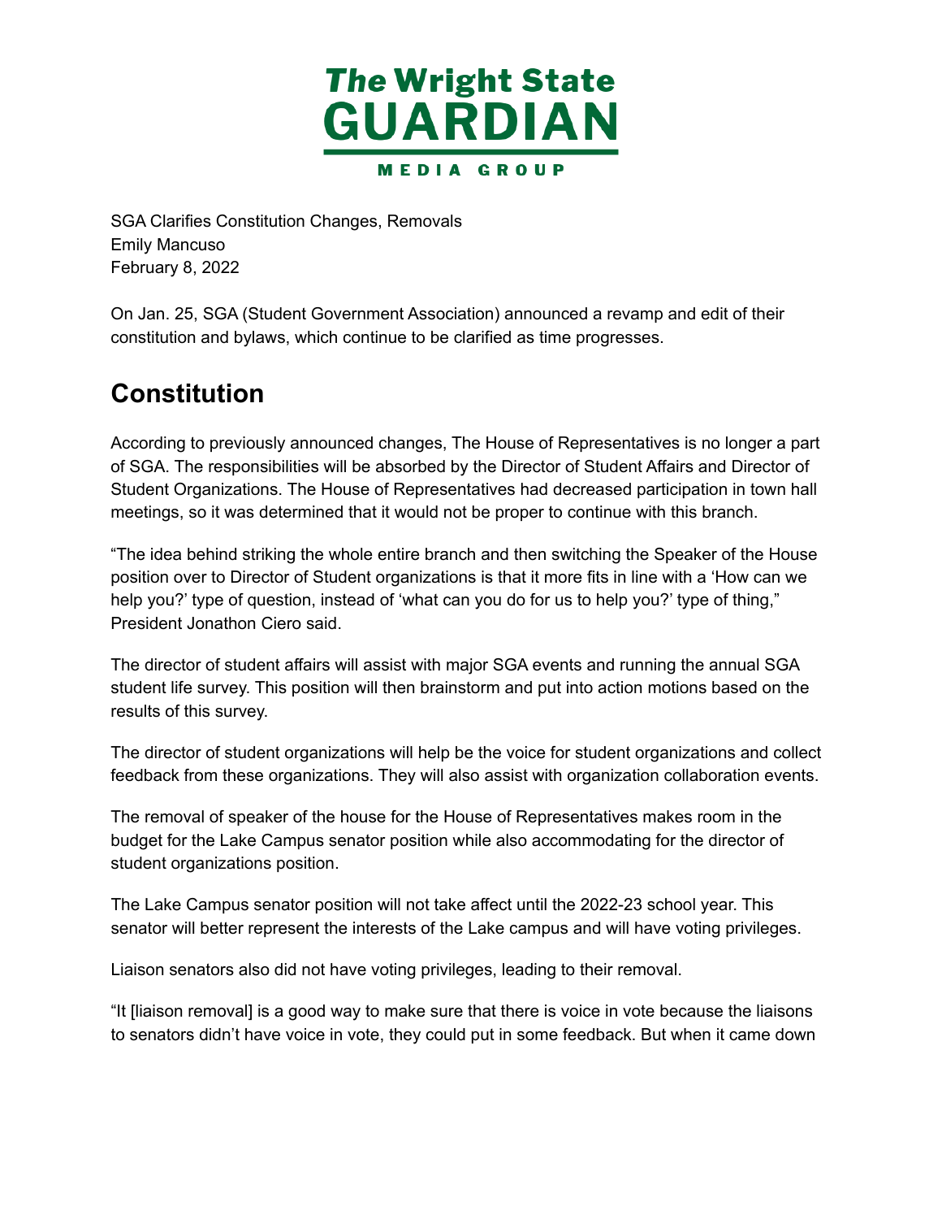SGA Clarifies Constitution Changes, Removals
Emily Mancuso
February 8, 2022

On Jan. 25, SGA (Student Government Association) announced a revamp and edit of their constitution and bylaws, which continue to be clarified as time progresses.

## Constitution

According to previously announced changes, The House of Representatives is no longer a part of SGA. The responsibilities will be absorbed by the Director of Student Affairs and Director of Student Organizations. The House of Representatives had decreased participation in town hall meetings, so it was determined that it would not be proper to continue with this branch.

"The idea behind striking the whole entire branch and then switching the Speaker of the House position over to Director of Student organizations is that it more fits in line with a 'How can we help you?' type of question, instead of 'what can you do for us to help you?' type of thing," President Jonathon Ciero said.

The director of student affairs will assist with major SGA events and running the annual SGA student life survey. This position will then brainstorm and put into action motions based on the results of this survey.

The director of student organizations will help be the voice for student organizations and collect feedback from these organizations. They will also assist with organization collaboration events.

The removal of speaker of the house for the House of Representatives makes room in the budget for the Lake Campus senator position while also accommodating for the director of student organizations position.

The Lake Campus senator position will not take affect until the 2022-23 school year. This senator will better represent the interests of the Lake campus and will have voting privileges.

Liaison senators also did not have voting privileges, leading to their removal.

"It [liaison removal] is a good way to make sure that there is voice in vote because the liaisons to senators didn't have voice in vote, they could put in some feedback. But when it came down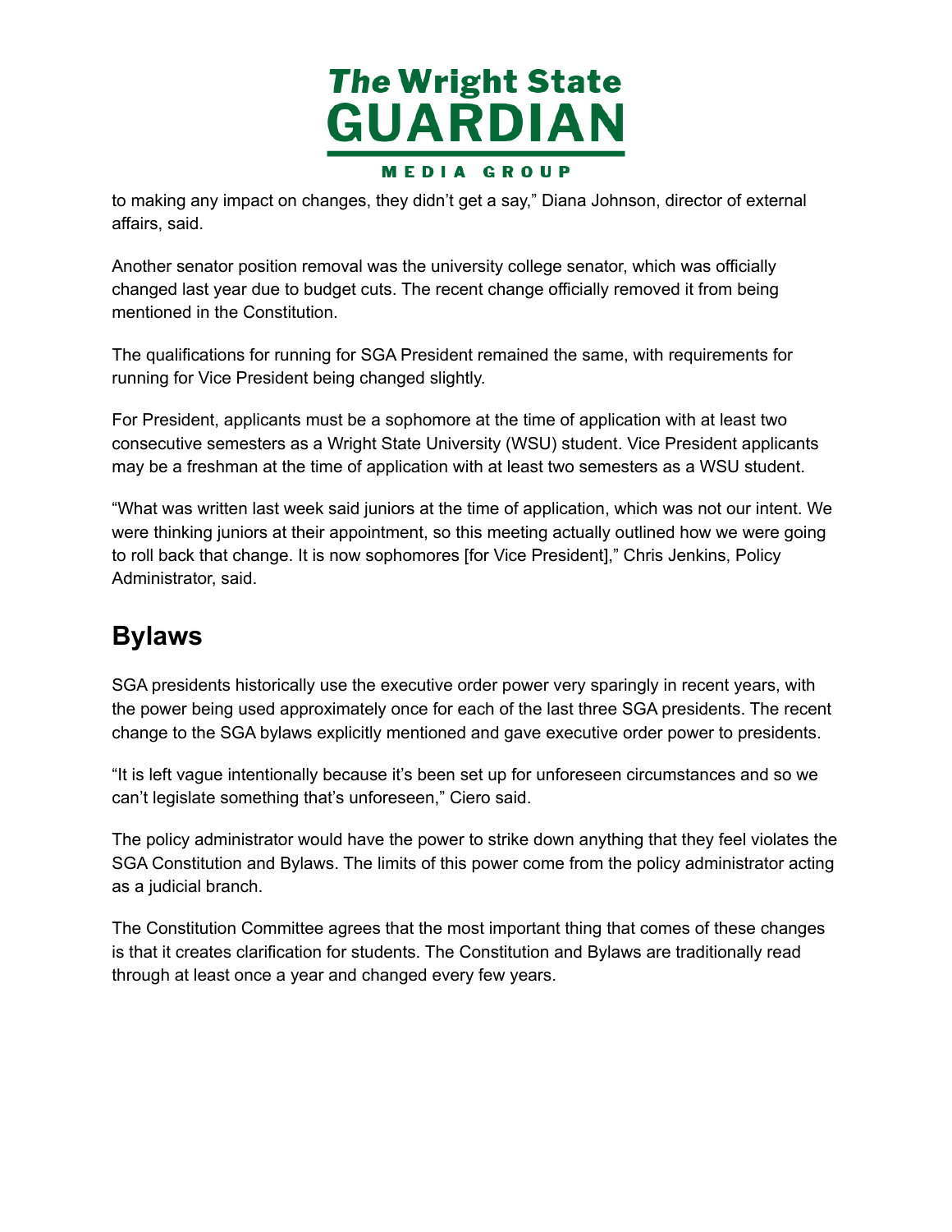to making any impact on changes, they didn't get a say," Diana Johnson, director of external affairs, said.

Another senator position removal was the university college senator, which was officially changed last year due to budget cuts. The recent change officially removed it from being mentioned in the Constitution.

The qualifications for running for SGA President remained the same, with requirements for running for Vice President being changed slightly.

For President, applicants must be a sophomore at the time of application with at least two consecutive semesters as a Wright State University (WSU) student. Vice President applicants may be a freshman at the time of application with at least two semesters as a WSU student.

"What was written last week said juniors at the time of application, which was not our intent. We were thinking juniors at their appointment, so this meeting actually outlined how we were going to roll back that change. It is now sophomores [for Vice President]," Chris Jenkins, Policy Administrator, said.

## Bylaws

SGA presidents historically use the executive order power very sparingly in recent years, with the power being used approximately once for each of the last three SGA presidents. The recent change to the SGA bylaws explicitly mentioned and gave executive order power to presidents.

"It is left vague intentionally because it's been set up for unforeseen circumstances and so we can't legislate something that's unforeseen," Ciero said.

The policy administrator would have the power to strike down anything that they feel violates the SGA Constitution and Bylaws. The limits of this power come from the policy administrator acting as a judicial branch.

The Constitution Committee agrees that the most important thing that comes of these changes is that it creates clarification for students. The Constitution and Bylaws are traditionally read through at least once a year and changed every few years.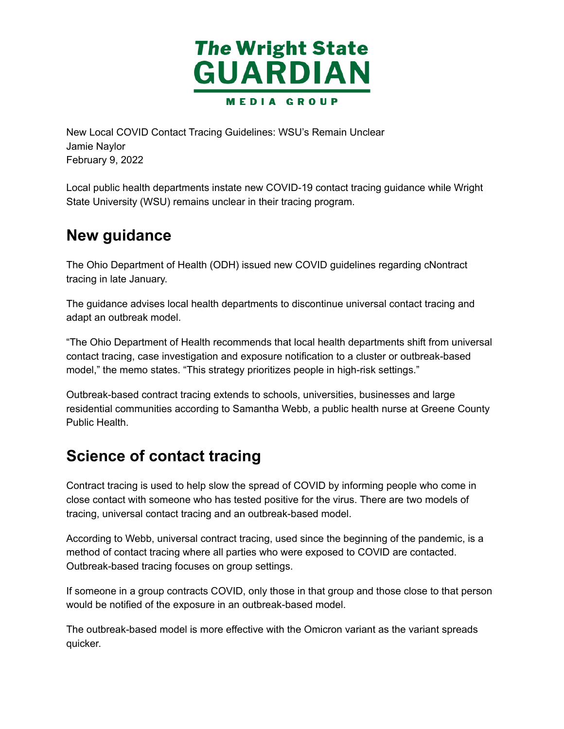New Local COVID Contact Tracing Guidelines: WSU's Remain Unclear
Jamie Naylor
February 9, 2022

Local public health departments instate new COVID-19 contact tracing guidance while Wright State University (WSU) remains unclear in their tracing program.

## New guidance

The Ohio Department of Health (ODH) issued new COVID guidelines regarding cNontract tracing in late January.

The guidance advises local health departments to discontinue universal contact tracing and adapt an outbreak model.

"The Ohio Department of Health recommends that local health departments shift from universal contact tracing, case investigation and exposure notification to a cluster or outbreak-based model," the memo states. "This strategy prioritizes people in high-risk settings."

Outbreak-based contract tracing extends to schools, universities, businesses and large residential communities according to Samantha Webb, a public health nurse at Greene County Public Health.

## Science of contact tracing

Contract tracing is used to help slow the spread of COVID by informing people who come in close contact with someone who has tested positive for the virus. There are two models of tracing, universal contact tracing and an outbreak-based model.

According to Webb, universal contract tracing, used since the beginning of the pandemic, is a method of contact tracing where all parties who were exposed to COVID are contacted. Outbreak-based tracing focuses on group settings.

If someone in a group contracts COVID, only those in that group and those close to that person would be notified of the exposure in an outbreak-based model.

The outbreak-based model is more effective with the Omicron variant as the variant spreads quicker.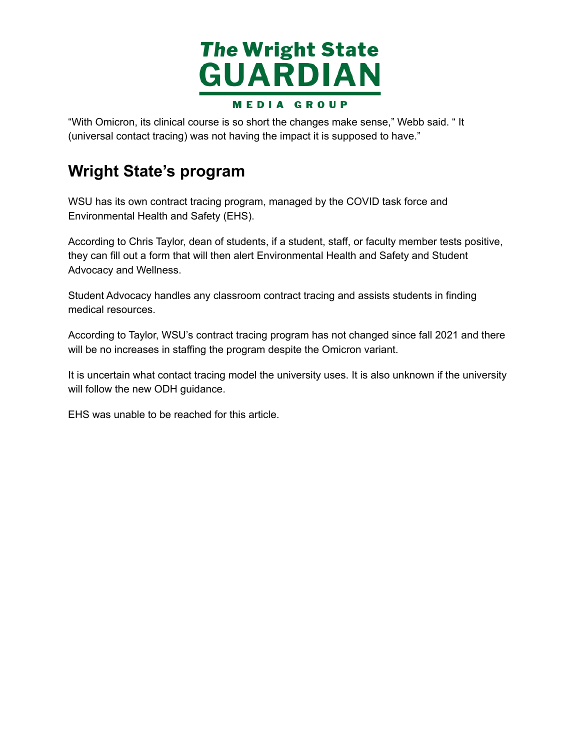"With Omicron, its clinical course is so short the changes make sense," Webb said. " It (universal contact tracing) was not having the impact it is supposed to have."

## Wright State's program

WSU has its own contract tracing program, managed by the COVID task force and Environmental Health and Safety (EHS).

According to Chris Taylor, dean of students, if a student, staff, or faculty member tests positive, they can fill out a form that will then alert Environmental Health and Safety and Student Advocacy and Wellness.

Student Advocacy handles any classroom contract tracing and assists students in finding medical resources.

According to Taylor, WSU's contract tracing program has not changed since fall 2021 and there will be no increases in staffing the program despite the Omicron variant.

It is uncertain what contact tracing model the university uses. It is also unknown if the university will follow the new ODH guidance.

EHS was unable to be reached for this article.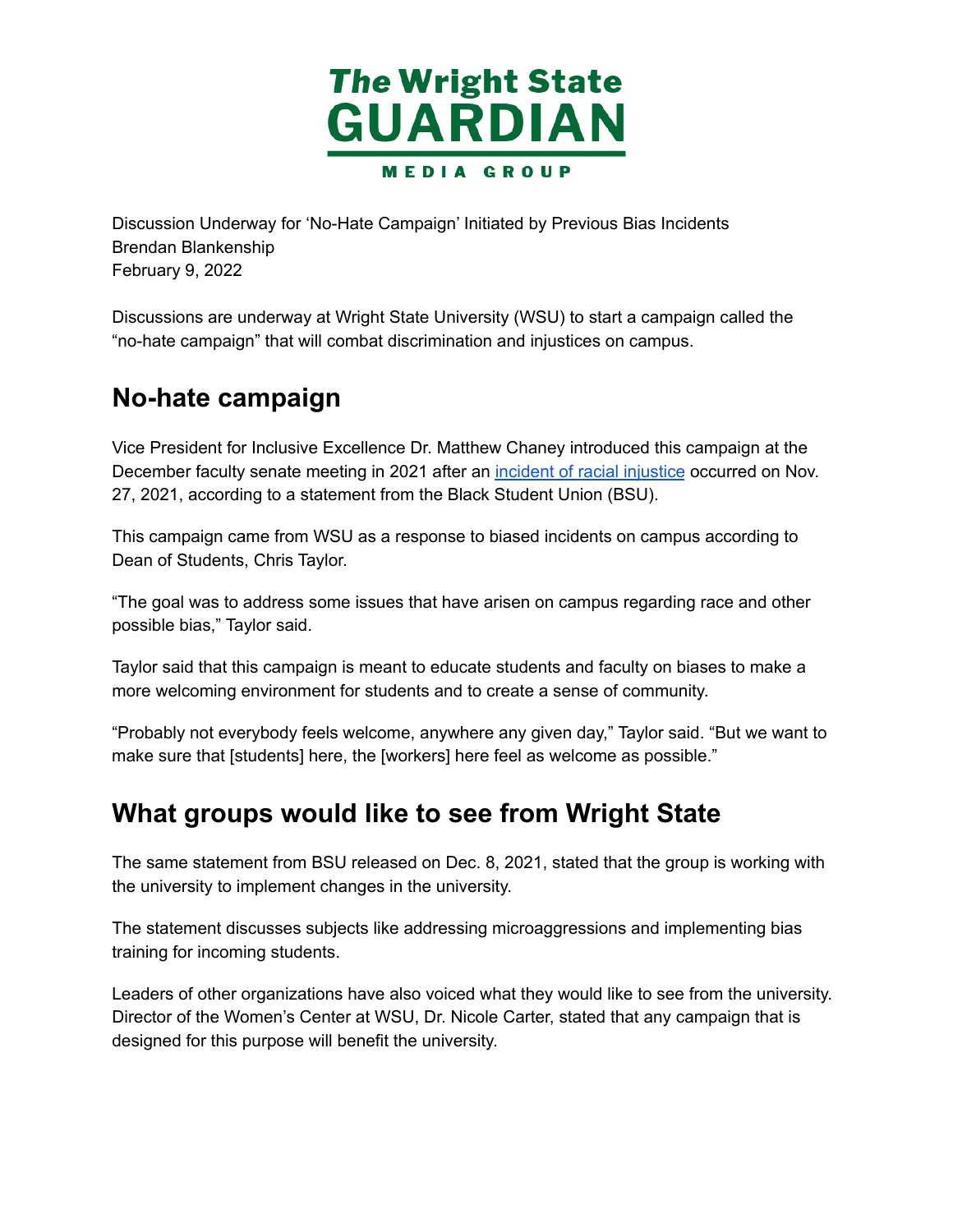Discussion Underway for 'No-Hate Campaign' Initiated by Previous Bias Incidents
Brendan Blankenship
February 9, 2022

Discussions are underway at Wright State University (WSU) to start a campaign called the "no-hate campaign" that will combat discrimination and injustices on campus.

## No-hate campaign

Vice President for Inclusive Excellence Dr. Matthew Chaney introduced this campaign at the December faculty senate meeting in 2021 after an [incident of racial injustice]() occurred on Nov. 27, 2021, according to a statement from the Black Student Union (BSU).

This campaign came from WSU as a response to biased incidents on campus according to Dean of Students, Chris Taylor.

"The goal was to address some issues that have arisen on campus regarding race and other possible bias," Taylor said.

Taylor said that this campaign is meant to educate students and faculty on biases to make a more welcoming environment for students and to create a sense of community.

"Probably not everybody feels welcome, anywhere any given day," Taylor said. "But we want to make sure that [students] here, the [workers] here feel as welcome as possible."

## What groups would like to see from Wright State

The same statement from BSU released on Dec. 8, 2021, stated that the group is working with the university to implement changes in the university.

The statement discusses subjects like addressing microaggressions and implementing bias training for incoming students.

Leaders of other organizations have also voiced what they would like to see from the university. Director of the Women's Center at WSU, Dr. Nicole Carter, stated that any campaign that is designed for this purpose will benefit the university.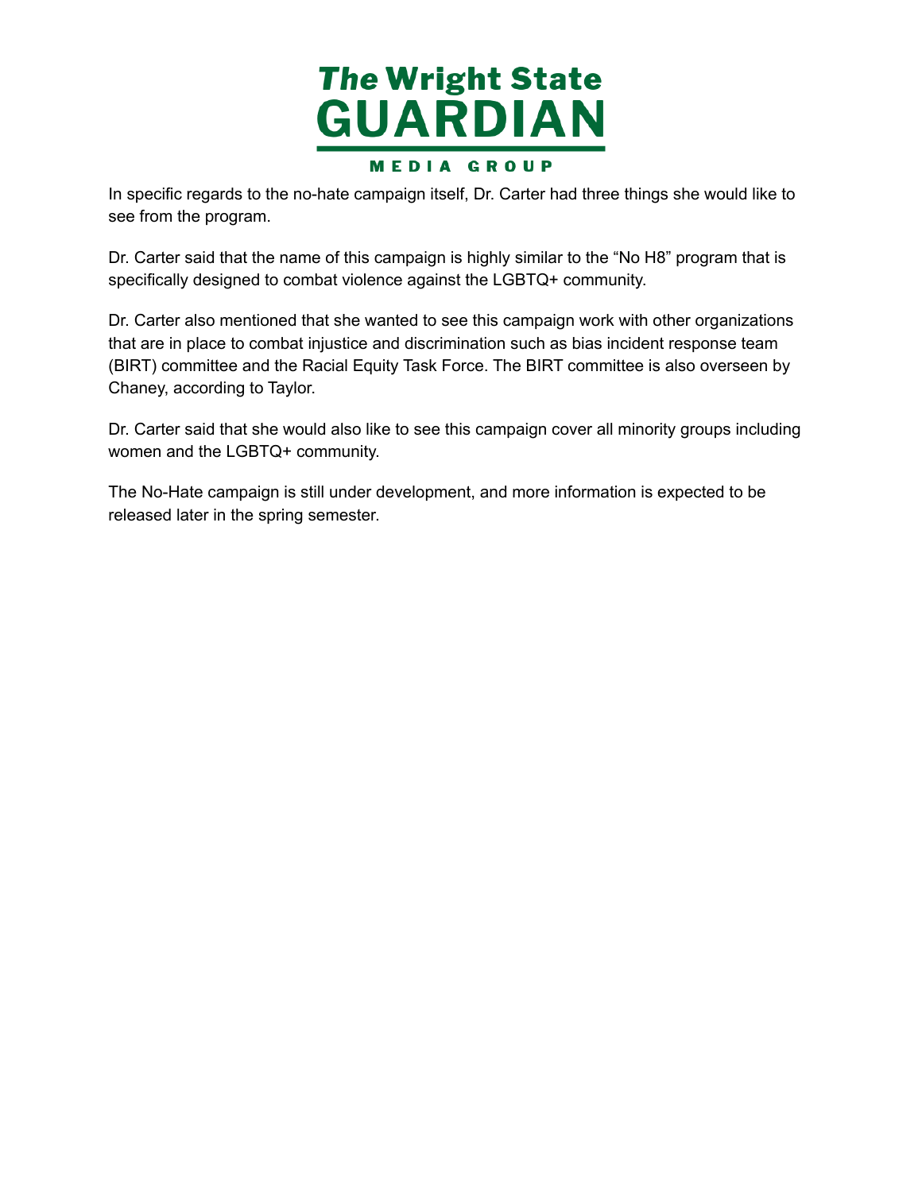In specific regards to the no-hate campaign itself, Dr. Carter had three things she would like to see from the program.

Dr. Carter said that the name of this campaign is highly similar to the "No H8" program that is specifically designed to combat violence against the LGBTQ+ community.

Dr. Carter also mentioned that she wanted to see this campaign work with other organizations that are in place to combat injustice and discrimination such as bias incident response team (BIRT) committee and the Racial Equity Task Force. The BIRT committee is also overseen by Chaney, according to Taylor.

Dr. Carter said that she would also like to see this campaign cover all minority groups including women and the LGBTQ+ community.

The No-Hate campaign is still under development, and more information is expected to be released later in the spring semester.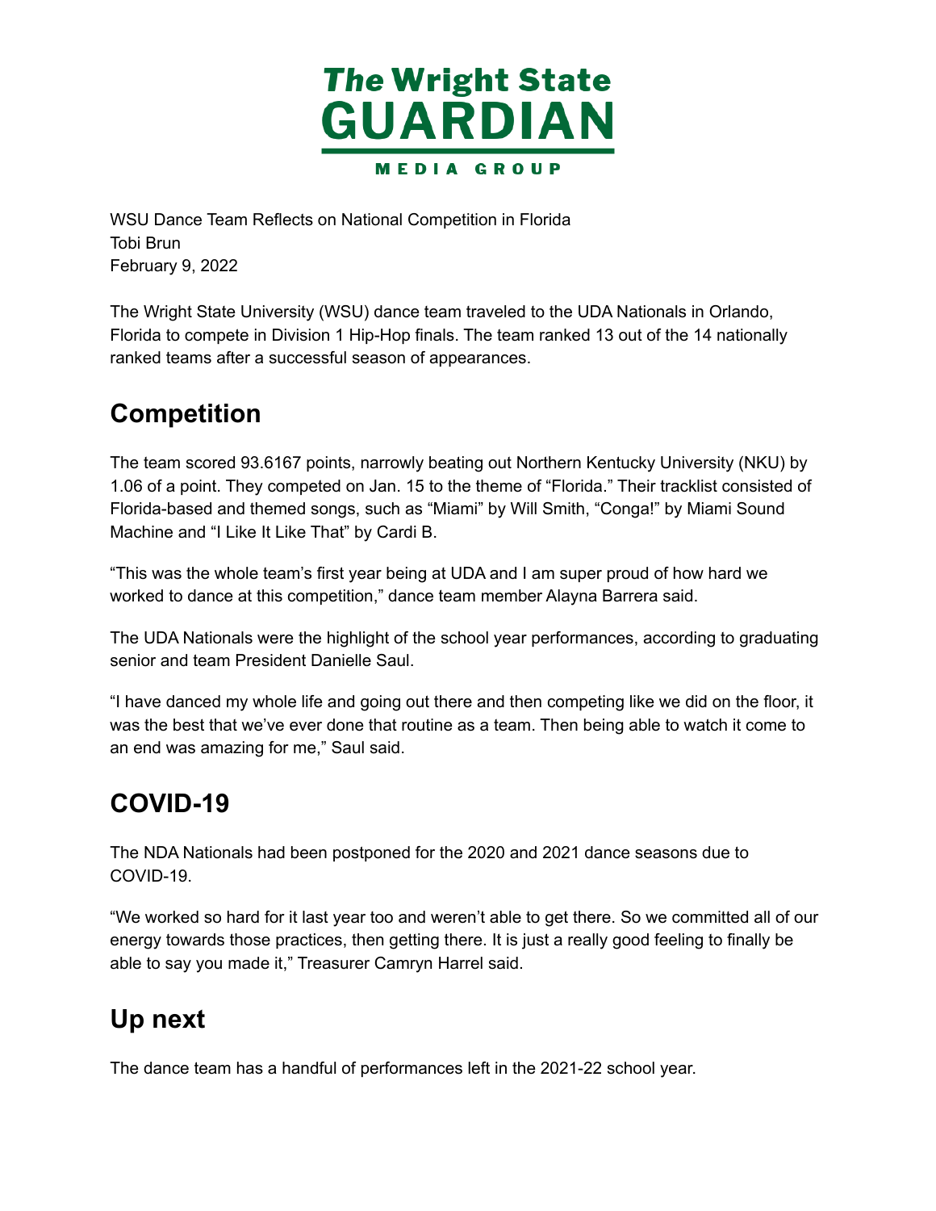WSU Dance Team Reflects on National Competition in Florida
Tobi Brun
February 9, 2022

The Wright State University (WSU) dance team traveled to the UDA Nationals in Orlando, Florida to compete in Division 1 Hip-Hop finals. The team ranked 13 out of the 14 nationally ranked teams after a successful season of appearances.

## Competition

The team scored 93.6167 points, narrowly beating out Northern Kentucky University (NKU) by 1.06 of a point. They competed on Jan. 15 to the theme of "Florida." Their tracklist consisted of Florida-based and themed songs, such as "Miami" by Will Smith, "Conga!" by Miami Sound Machine and "I Like It Like That" by Cardi B.

"This was the whole team's first year being at UDA and I am super proud of how hard we worked to dance at this competition," dance team member Alayna Barrera said.

The UDA Nationals were the highlight of the school year performances, according to graduating senior and team President Danielle Saul.

"I have danced my whole life and going out there and then competing like we did on the floor, it was the best that we've ever done that routine as a team. Then being able to watch it come to an end was amazing for me," Saul said.

## COVID-19

The NDA Nationals had been postponed for the 2020 and 2021 dance seasons due to COVID-19.

"We worked so hard for it last year too and weren't able to get there. So we committed all of our energy towards those practices, then getting there. It is just a really good feeling to finally be able to say you made it," Treasurer Camryn Harrel said.

## Up next

The dance team has a handful of performances left in the 2021-22 school year.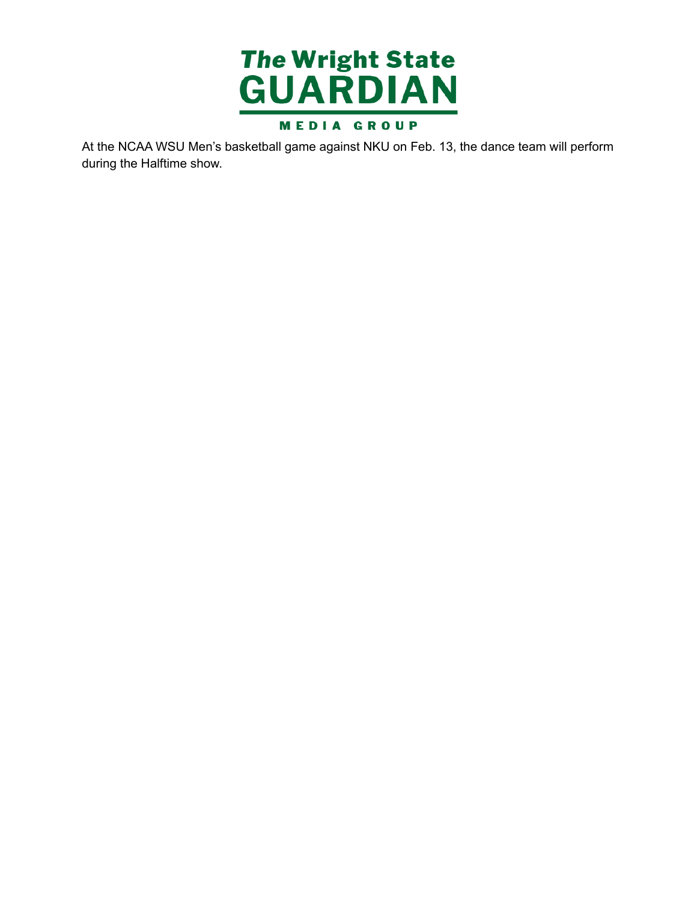At the NCAA WSU Men's basketball game against NKU on Feb. 13, the dance team will perform during the Halftime show.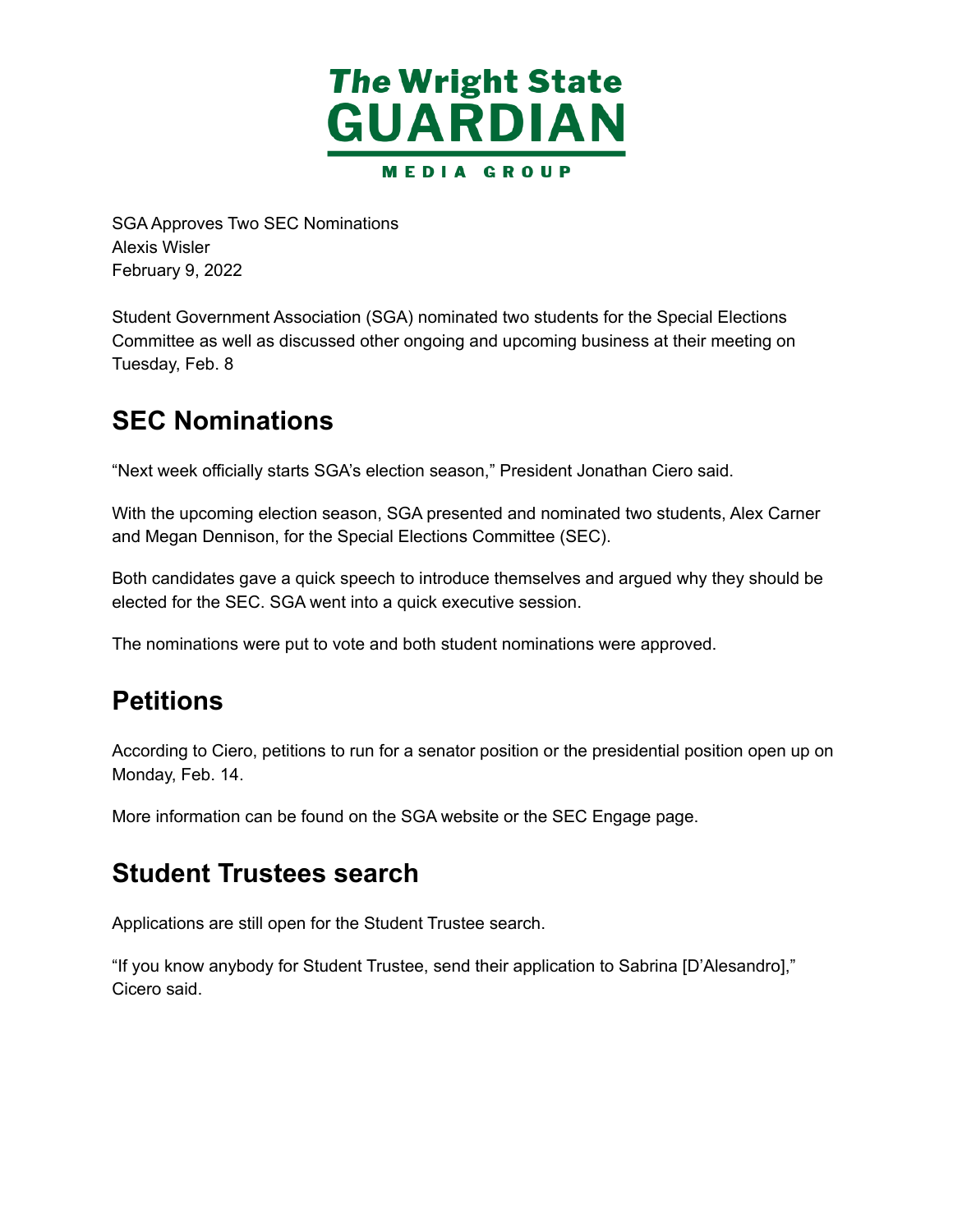SGA Approves Two SEC Nominations
Alexis Wisler
February 9, 2022

Student Government Association (SGA) nominated two students for the Special Elections Committee as well as discussed other ongoing and upcoming business at their meeting on Tuesday, Feb. 8

## SEC Nominations

"Next week officially starts SGA's election season," President Jonathan Ciero said.

With the upcoming election season, SGA presented and nominated two students, Alex Carner and Megan Dennison, for the Special Elections Committee (SEC).

Both candidates gave a quick speech to introduce themselves and argued why they should be elected for the SEC. SGA went into a quick executive session.

The nominations were put to vote and both student nominations were approved.

## Petitions

According to Ciero, petitions to run for a senator position or the presidential position open up on Monday, Feb. 14.

More information can be found on the SGA website or the SEC Engage page.

## Student Trustees search

Applications are still open for the Student Trustee search.

"If you know anybody for Student Trustee, send their application to Sabrina [D'Alesandro]," Cicero said.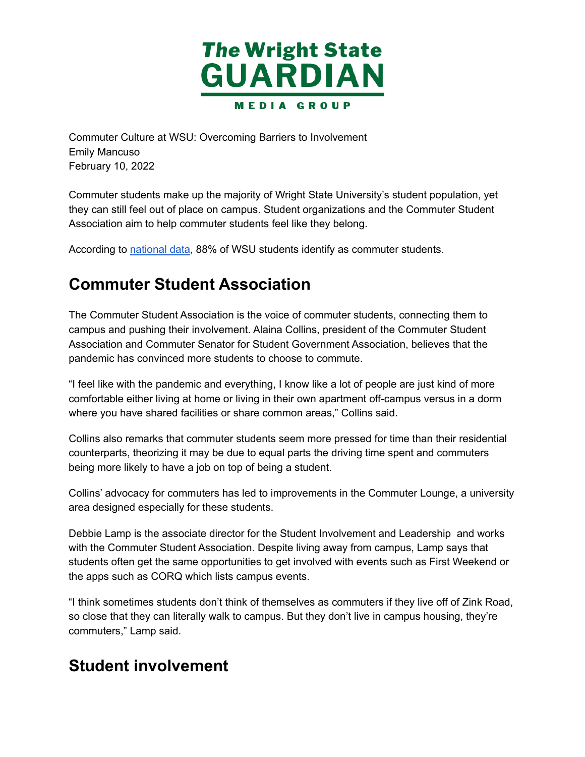**The Wright State GUARDIAN MEDIA GROUP**

Commuter Culture at WSU: Overcoming Barriers to Involvement
Emily Mancuso
February 10, 2022

Commuter students make up the majority of Wright State University's student population, yet they can still feel out of place on campus. Student organizations and the Commuter Student Association aim to help commuter students feel like they belong.

According to [national data](), 88% of WSU students identify as commuter students.

## Commuter Student Association

The Commuter Student Association is the voice of commuter students, connecting them to campus and pushing their involvement. Alaina Collins, president of the Commuter Student Association and Commuter Senator for Student Government Association, believes that the pandemic has convinced more students to choose to commute.

"I feel like with the pandemic and everything, I know like a lot of people are just kind of more comfortable either living at home or living in their own apartment off-campus versus in a dorm where you have shared facilities or share common areas," Collins said.

Collins also remarks that commuter students seem more pressed for time than their residential counterparts, theorizing it may be due to equal parts the driving time spent and commuters being more likely to have a job on top of being a student.

Collins' advocacy for commuters has led to improvements in the Commuter Lounge, a university area designed especially for these students.

Debbie Lamp is the associate director for the Student Involvement and Leadership and works with the Commuter Student Association. Despite living away from campus, Lamp says that students often get the same opportunities to get involved with events such as First Weekend or the apps such as CORQ which lists campus events.

"I think sometimes students don't think of themselves as commuters if they live off of Zink Road, so close that they can literally walk to campus. But they don't live in campus housing, they're commuters," Lamp said.

## Student involvement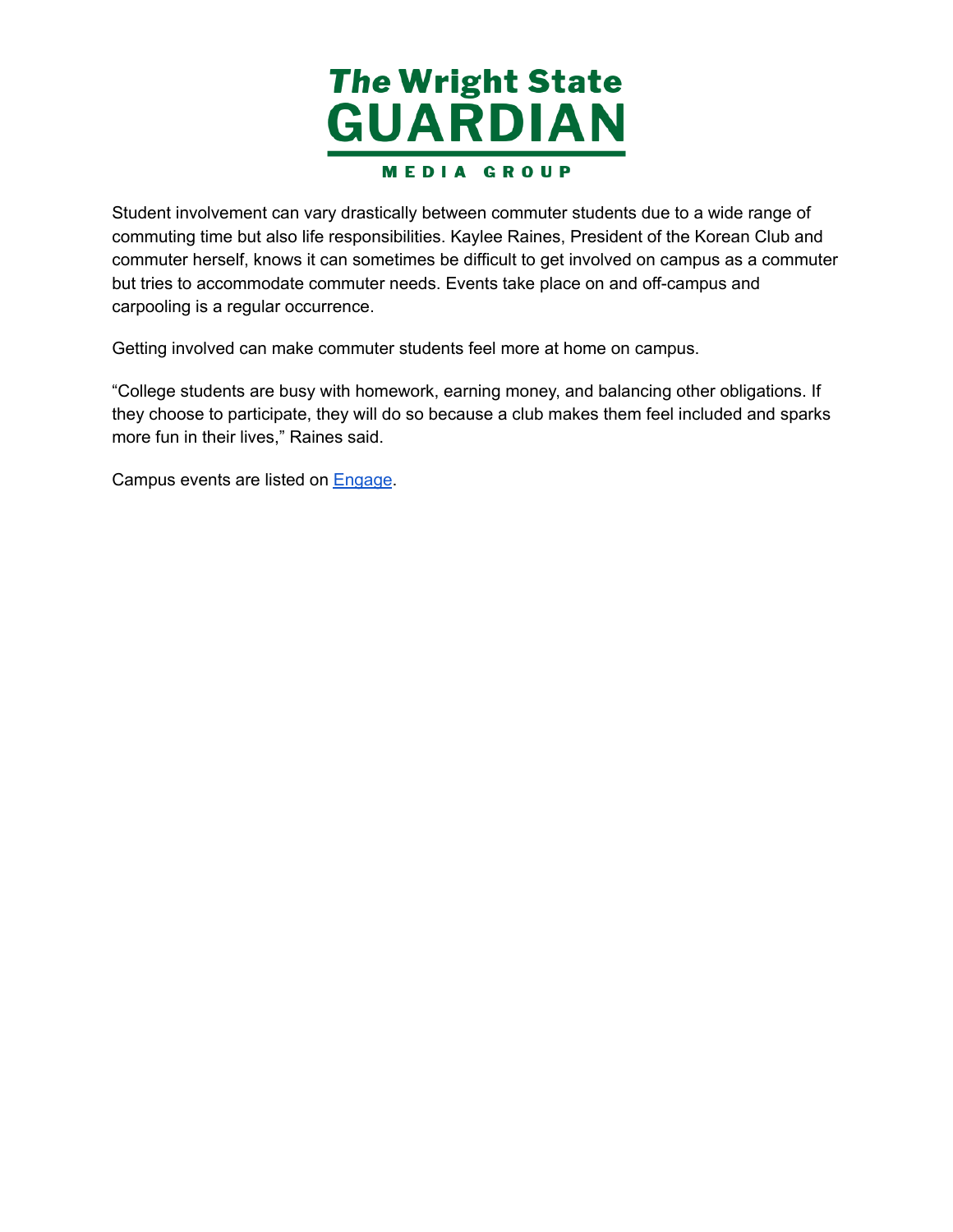Student involvement can vary drastically between commuter students due to a wide range of commuting time but also life responsibilities. Kaylee Raines, President of the Korean Club and commuter herself, knows it can sometimes be difficult to get involved on campus as a commuter but tries to accommodate commuter needs. Events take place on and off-campus and carpooling is a regular occurrence.

Getting involved can make commuter students feel more at home on campus.

"College students are busy with homework, earning money, and balancing other obligations. If they choose to participate, they will do so because a club makes them feel included and sparks more fun in their lives," Raines said.

Campus events are listed on Engage.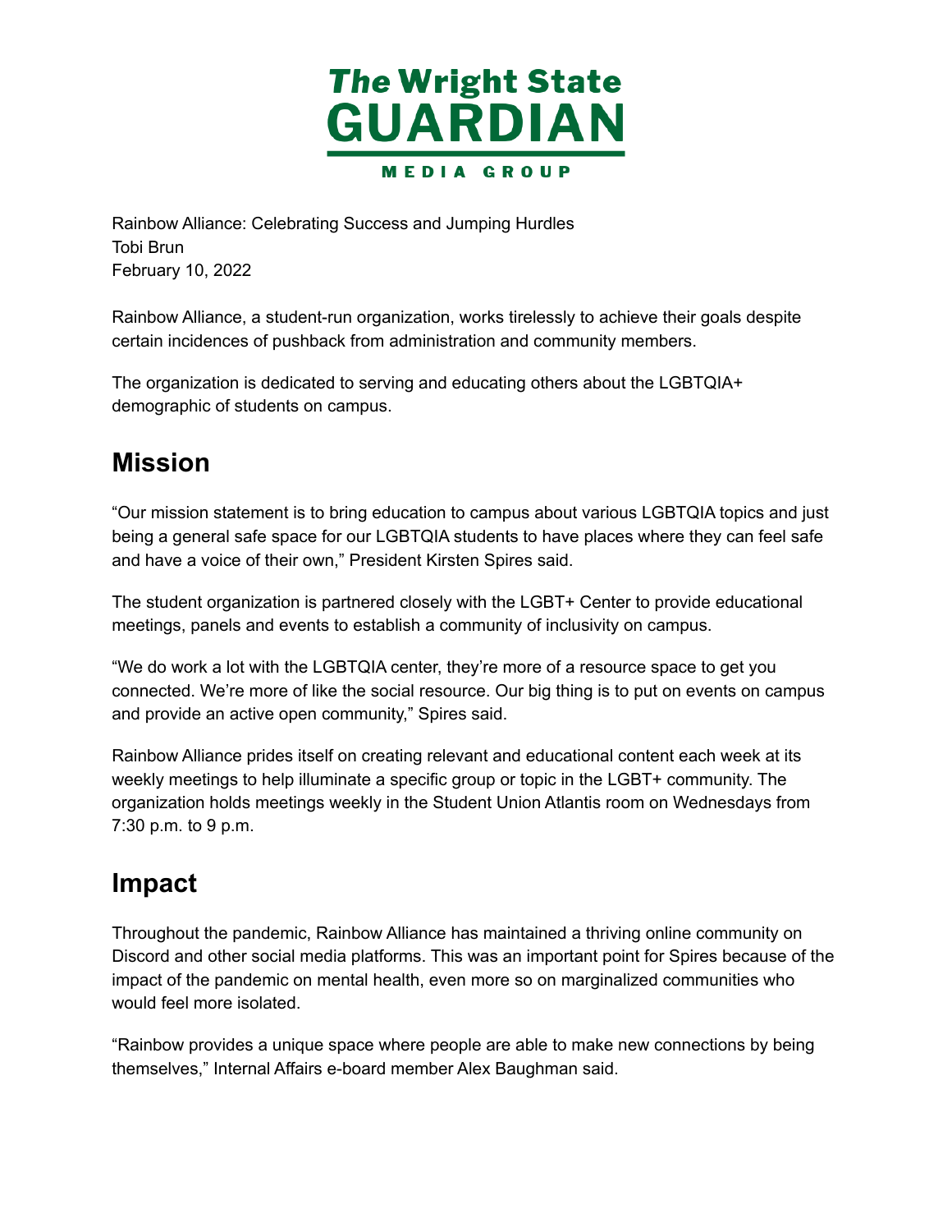# The Wright State GUARDIAN

MEDIA GROUP

Rainbow Alliance: Celebrating Success and Jumping Hurdles
Tobi Brun
February 10, 2022

Rainbow Alliance, a student-run organization, works tirelessly to achieve their goals despite certain incidences of pushback from administration and community members.

The organization is dedicated to serving and educating others about the LGBTQIA+ demographic of students on campus.

## Mission

"Our mission statement is to bring education to campus about various LGBTQIA topics and just being a general safe space for our LGBTQIA students to have places where they can feel safe and have a voice of their own," President Kirsten Spires said.

The student organization is partnered closely with the LGBT+ Center to provide educational meetings, panels and events to establish a community of inclusivity on campus.

"We do work a lot with the LGBTQIA center, they're more of a resource space to get you connected. We're more of like the social resource. Our big thing is to put on events on campus and provide an active open community," Spires said.

Rainbow Alliance prides itself on creating relevant and educational content each week at its weekly meetings to help illuminate a specific group or topic in the LGBT+ community. The organization holds meetings weekly in the Student Union Atlantis room on Wednesdays from 7:30 p.m. to 9 p.m.

## Impact

Throughout the pandemic, Rainbow Alliance has maintained a thriving online community on Discord and other social media platforms. This was an important point for Spires because of the impact of the pandemic on mental health, even more so on marginalized communities who would feel more isolated.

"Rainbow provides a unique space where people are able to make new connections by being themselves," Internal Affairs e-board member Alex Baughman said.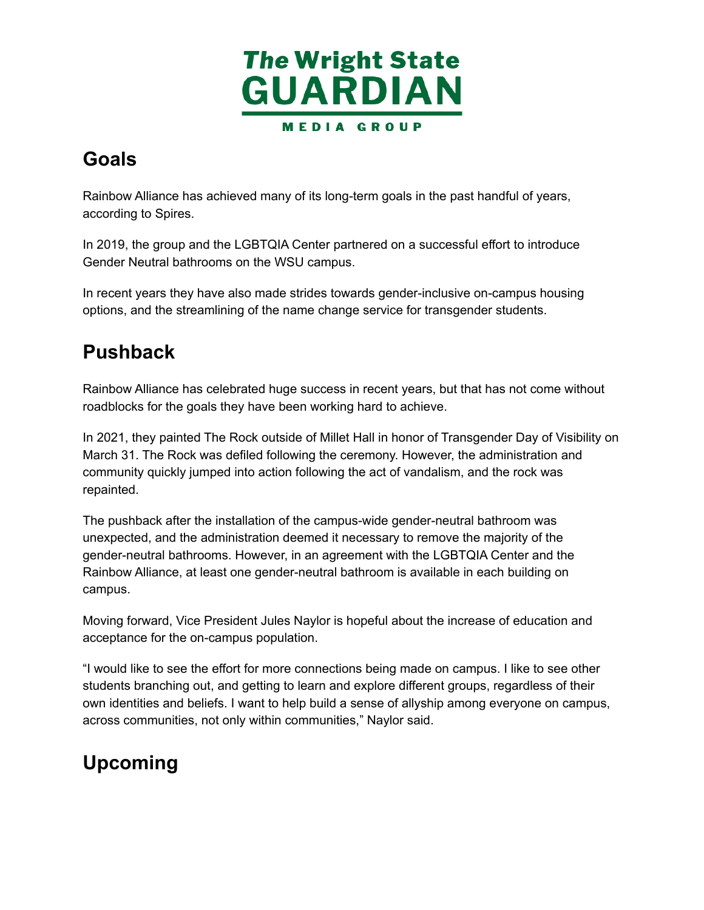## Goals

Rainbow Alliance has achieved many of its long-term goals in the past handful of years, according to Spires.

In 2019, the group and the LGBTQIA Center partnered on a successful effort to introduce Gender Neutral bathrooms on the WSU campus.

In recent years they have also made strides towards gender-inclusive on-campus housing options, and the streamlining of the name change service for transgender students.

## Pushback

Rainbow Alliance has celebrated huge success in recent years, but that has not come without roadblocks for the goals they have been working hard to achieve.

In 2021, they painted The Rock outside of Millet Hall in honor of Transgender Day of Visibility on March 31. The Rock was defiled following the ceremony. However, the administration and community quickly jumped into action following the act of vandalism, and the rock was repainted.

The pushback after the installation of the campus-wide gender-neutral bathroom was unexpected, and the administration deemed it necessary to remove the majority of the gender-neutral bathrooms. However, in an agreement with the LGBTQIA Center and the Rainbow Alliance, at least one gender-neutral bathroom is available in each building on campus.

Moving forward, Vice President Jules Naylor is hopeful about the increase of education and acceptance for the on-campus population.

"I would like to see the effort for more connections being made on campus. I like to see other students branching out, and getting to learn and explore different groups, regardless of their own identities and beliefs. I want to help build a sense of allyship among everyone on campus, across communities, not only within communities," Naylor said.

## Upcoming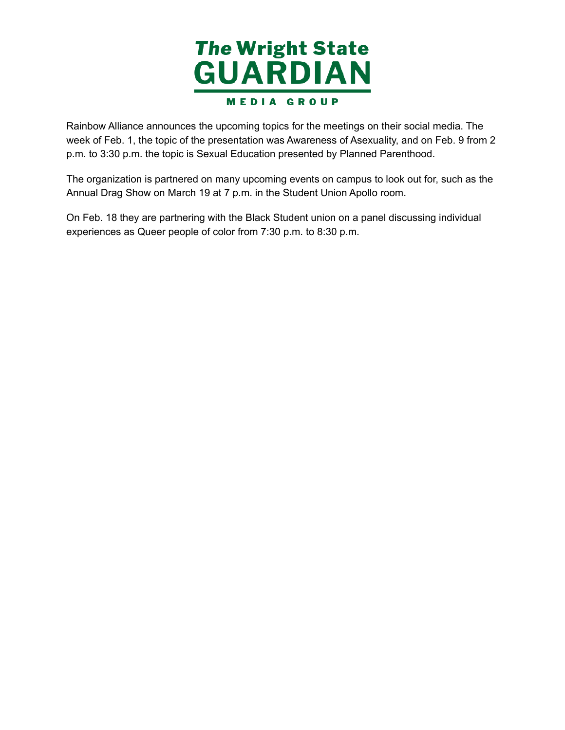Rainbow Alliance announces the upcoming topics for the meetings on their social media. The week of Feb. 1, the topic of the presentation was Awareness of Asexuality, and on Feb. 9 from 2 p.m. to 3:30 p.m. the topic is Sexual Education presented by Planned Parenthood.

The organization is partnered on many upcoming events on campus to look out for, such as the Annual Drag Show on March 19 at 7 p.m. in the Student Union Apollo room.

On Feb. 18 they are partnering with the Black Student union on a panel discussing individual experiences as Queer people of color from 7:30 p.m. to 8:30 p.m.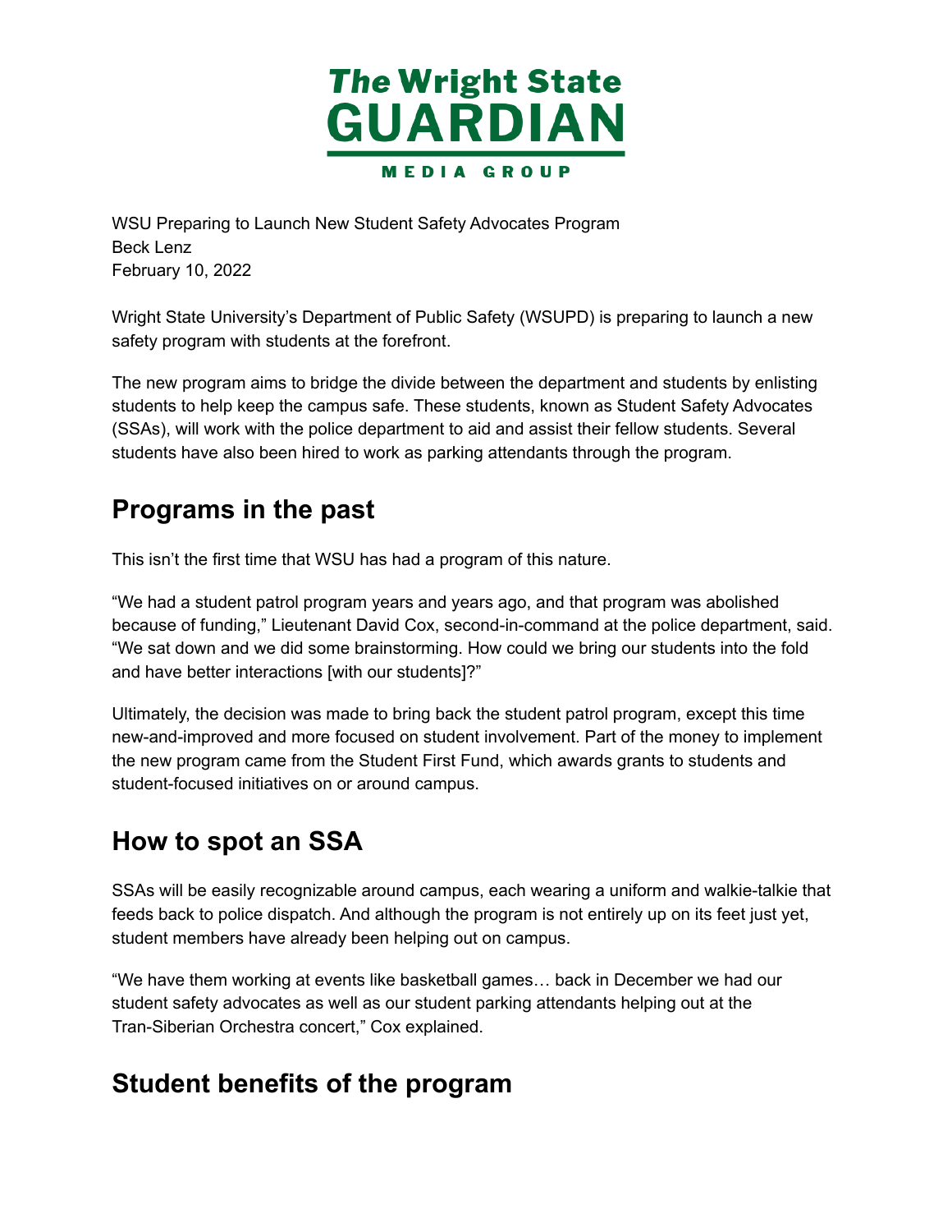# The Wright State GUARDIAN

MEDIA GROUP

WSU Preparing to Launch New Student Safety Advocates Program
Beck Lenz
February 10, 2022

Wright State University's Department of Public Safety (WSUPD) is preparing to launch a new safety program with students at the forefront.

The new program aims to bridge the divide between the department and students by enlisting students to help keep the campus safe. These students, known as Student Safety Advocates (SSAs), will work with the police department to aid and assist their fellow students. Several students have also been hired to work as parking attendants through the program.

## Programs in the past

This isn't the first time that WSU has had a program of this nature.

"We had a student patrol program years and years ago, and that program was abolished because of funding," Lieutenant David Cox, second-in-command at the police department, said. "We sat down and we did some brainstorming. How could we bring our students into the fold and have better interactions [with our students]?"

Ultimately, the decision was made to bring back the student patrol program, except this time new-and-improved and more focused on student involvement. Part of the money to implement the new program came from the Student First Fund, which awards grants to students and student-focused initiatives on or around campus.

## How to spot an SSA

SSAs will be easily recognizable around campus, each wearing a uniform and walkie-talkie that feeds back to police dispatch. And although the program is not entirely up on its feet just yet, student members have already been helping out on campus.

"We have them working at events like basketball games… back in December we had our student safety advocates as well as our student parking attendants helping out at the Tran-Siberian Orchestra concert," Cox explained.

## Student benefits of the program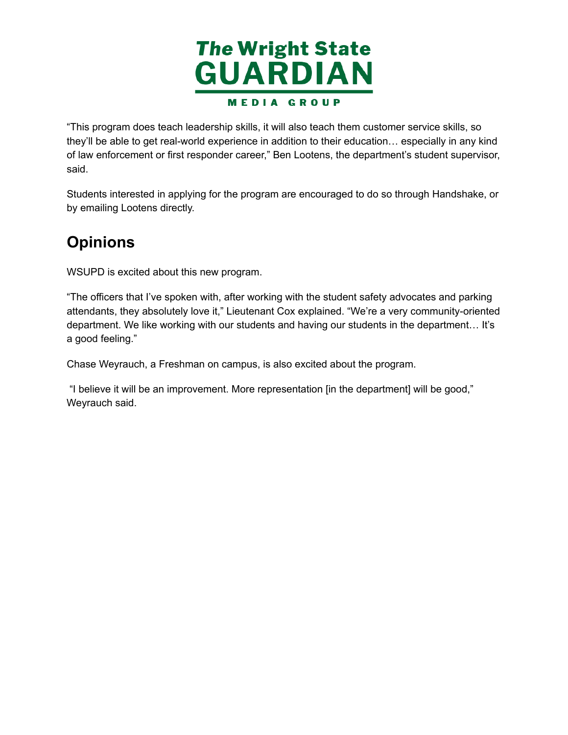"This program does teach leadership skills, it will also teach them customer service skills, so they'll be able to get real-world experience in addition to their education… especially in any kind of law enforcement or first responder career," Ben Lootens, the department's student supervisor, said.

Students interested in applying for the program are encouraged to do so through Handshake, or by emailing Lootens directly.

## Opinions

WSUPD is excited about this new program.

"The officers that I've spoken with, after working with the student safety advocates and parking attendants, they absolutely love it," Lieutenant Cox explained. "We're a very community-oriented department. We like working with our students and having our students in the department… It's a good feeling."

Chase Weyrauch, a Freshman on campus, is also excited about the program.

"I believe it will be an improvement. More representation [in the department] will be good," Weyrauch said.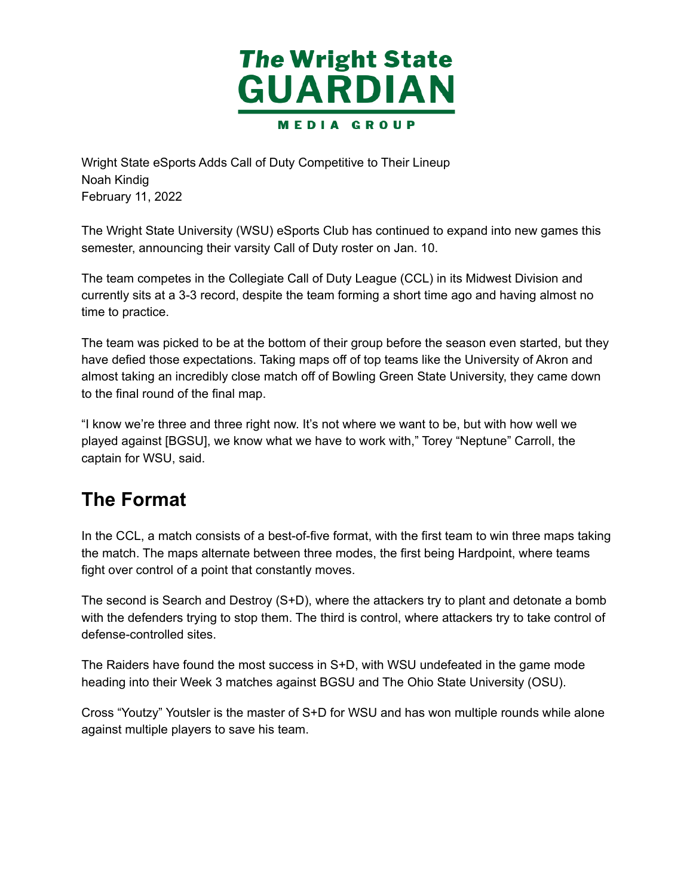Wright State eSports Adds Call of Duty Competitive to Their Lineup
Noah Kindig
February 11, 2022

The Wright State University (WSU) eSports Club has continued to expand into new games this semester, announcing their varsity Call of Duty roster on Jan. 10.

The team competes in the Collegiate Call of Duty League (CCL) in its Midwest Division and currently sits at a 3-3 record, despite the team forming a short time ago and having almost no time to practice.

The team was picked to be at the bottom of their group before the season even started, but they have defied those expectations. Taking maps off of top teams like the University of Akron and almost taking an incredibly close match off of Bowling Green State University, they came down to the final round of the final map.

"I know we're three and three right now. It's not where we want to be, but with how well we played against [BGSU], we know what we have to work with," Torey "Neptune" Carroll, the captain for WSU, said.

## The Format

In the CCL, a match consists of a best-of-five format, with the first team to win three maps taking the match. The maps alternate between three modes, the first being Hardpoint, where teams fight over control of a point that constantly moves.

The second is Search and Destroy (S+D), where the attackers try to plant and detonate a bomb with the defenders trying to stop them. The third is control, where attackers try to take control of defense-controlled sites.

The Raiders have found the most success in S+D, with WSU undefeated in the game mode heading into their Week 3 matches against BGSU and The Ohio State University (OSU).

Cross "Youtzy" Youtsler is the master of S+D for WSU and has won multiple rounds while alone against multiple players to save his team.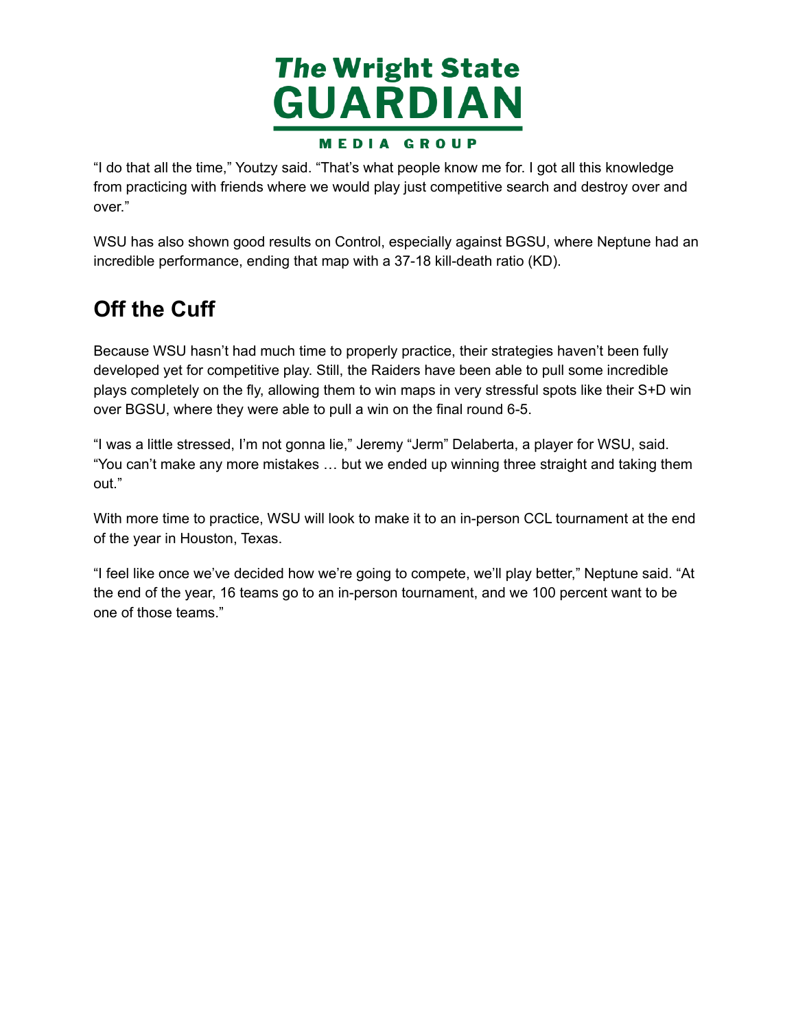"I do that all the time," Youtzy said. "That's what people know me for. I got all this knowledge from practicing with friends where we would play just competitive search and destroy over and over."

WSU has also shown good results on Control, especially against BGSU, where Neptune had an incredible performance, ending that map with a 37-18 kill-death ratio (KD).

## Off the Cuff

Because WSU hasn't had much time to properly practice, their strategies haven't been fully developed yet for competitive play. Still, the Raiders have been able to pull some incredible plays completely on the fly, allowing them to win maps in very stressful spots like their S+D win over BGSU, where they were able to pull a win on the final round 6-5.

"I was a little stressed, I'm not gonna lie," Jeremy "Jerm" Delaberta, a player for WSU, said. "You can't make any more mistakes … but we ended up winning three straight and taking them out."

With more time to practice, WSU will look to make it to an in-person CCL tournament at the end of the year in Houston, Texas.

"I feel like once we've decided how we're going to compete, we'll play better," Neptune said. "At the end of the year, 16 teams go to an in-person tournament, and we 100 percent want to be one of those teams."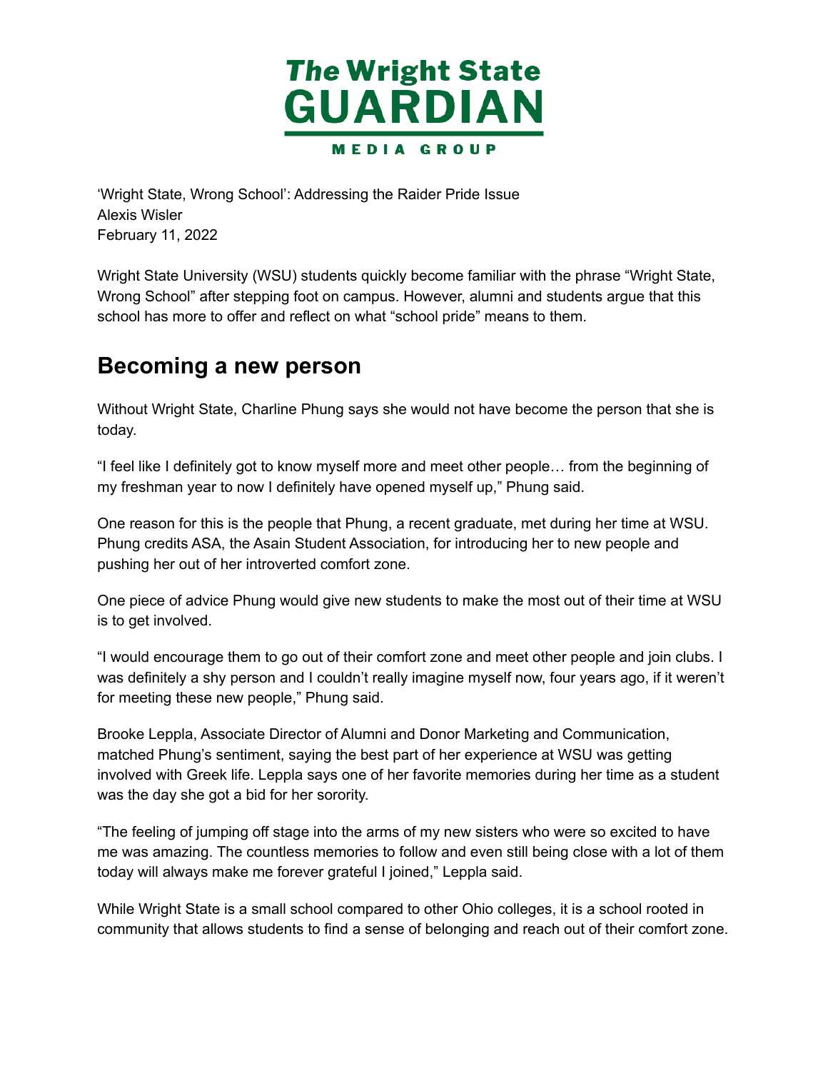The Wright State GUARDIAN

MEDIA GROUP

'Wright State, Wrong School': Addressing the Raider Pride Issue
Alexis Wisler
February 11, 2022

Wright State University (WSU) students quickly become familiar with the phrase "Wright State, Wrong School" after stepping foot on campus. However, alumni and students argue that this school has more to offer and reflect on what "school pride" means to them.

## Becoming a new person

Without Wright State, Charline Phung says she would not have become the person that she is today.

"I feel like I definitely got to know myself more and meet other people… from the beginning of my freshman year to now I definitely have opened myself up," Phung said.

One reason for this is the people that Phung, a recent graduate, met during her time at WSU. Phung credits ASA, the Asain Student Association, for introducing her to new people and pushing her out of her introverted comfort zone.

One piece of advice Phung would give new students to make the most out of their time at WSU is to get involved.

"I would encourage them to go out of their comfort zone and meet other people and join clubs. I was definitely a shy person and I couldn't really imagine myself now, four years ago, if it weren't for meeting these new people," Phung said.

Brooke Leppla, Associate Director of Alumni and Donor Marketing and Communication, matched Phung's sentiment, saying the best part of her experience at WSU was getting involved with Greek life. Leppla says one of her favorite memories during her time as a student was the day she got a bid for her sorority.

"The feeling of jumping off stage into the arms of my new sisters who were so excited to have me was amazing. The countless memories to follow and even still being close with a lot of them today will always make me forever grateful I joined," Leppla said.

While Wright State is a small school compared to other Ohio colleges, it is a school rooted in community that allows students to find a sense of belonging and reach out of their comfort zone.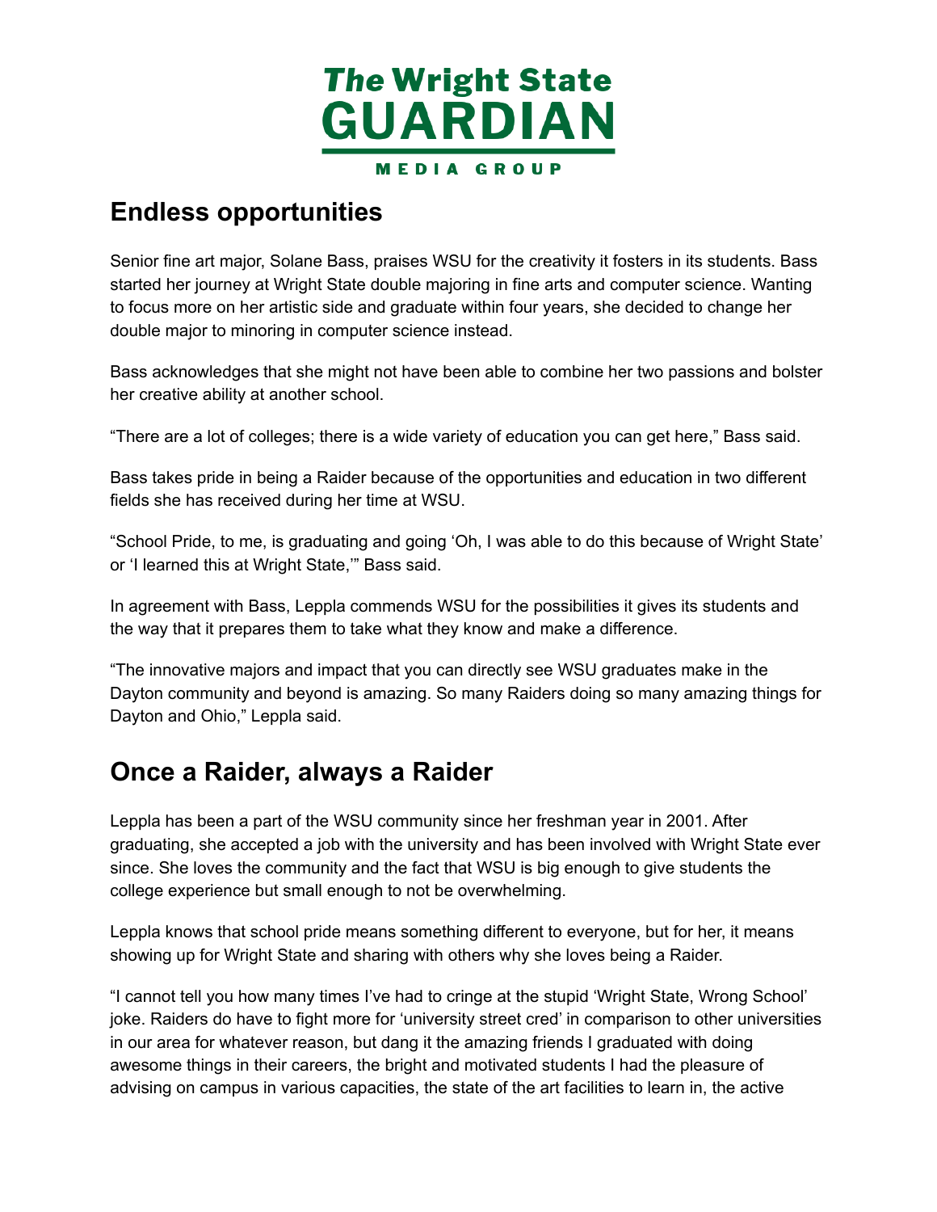## Endless opportunities

Senior fine art major, Solane Bass, praises WSU for the creativity it fosters in its students. Bass started her journey at Wright State double majoring in fine arts and computer science. Wanting to focus more on her artistic side and graduate within four years, she decided to change her double major to minoring in computer science instead.

Bass acknowledges that she might not have been able to combine her two passions and bolster her creative ability at another school.

"There are a lot of colleges; there is a wide variety of education you can get here," Bass said.

Bass takes pride in being a Raider because of the opportunities and education in two different fields she has received during her time at WSU.

"School Pride, to me, is graduating and going 'Oh, I was able to do this because of Wright State' or 'I learned this at Wright State,'" Bass said.

In agreement with Bass, Leppla commends WSU for the possibilities it gives its students and the way that it prepares them to take what they know and make a difference.

"The innovative majors and impact that you can directly see WSU graduates make in the Dayton community and beyond is amazing. So many Raiders doing so many amazing things for Dayton and Ohio," Leppla said.

## Once a Raider, always a Raider

Leppla has been a part of the WSU community since her freshman year in 2001. After graduating, she accepted a job with the university and has been involved with Wright State ever since. She loves the community and the fact that WSU is big enough to give students the college experience but small enough to not be overwhelming.

Leppla knows that school pride means something different to everyone, but for her, it means showing up for Wright State and sharing with others why she loves being a Raider.

"I cannot tell you how many times I've had to cringe at the stupid 'Wright State, Wrong School' joke. Raiders do have to fight more for 'university street cred' in comparison to other universities in our area for whatever reason, but dang it the amazing friends I graduated with doing awesome things in their careers, the bright and motivated students I had the pleasure of advising on campus in various capacities, the state of the art facilities to learn in, the active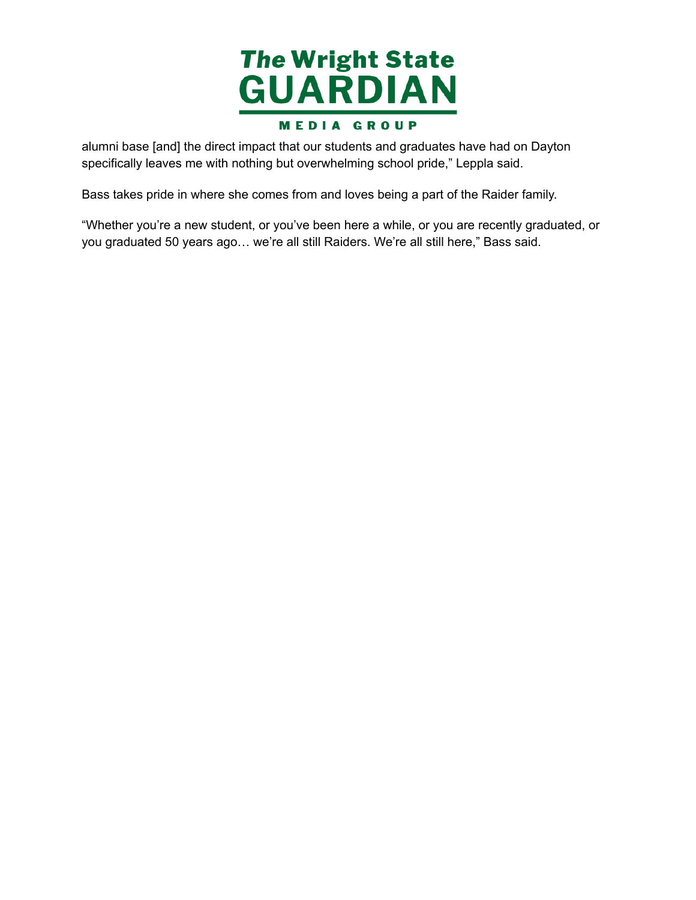alumni base [and] the direct impact that our students and graduates have had on Dayton specifically leaves me with nothing but overwhelming school pride," Leppla said.

Bass takes pride in where she comes from and loves being a part of the Raider family.

"Whether you're a new student, or you've been here a while, or you are recently graduated, or you graduated 50 years ago… we're all still Raiders. We're all still here," Bass said.